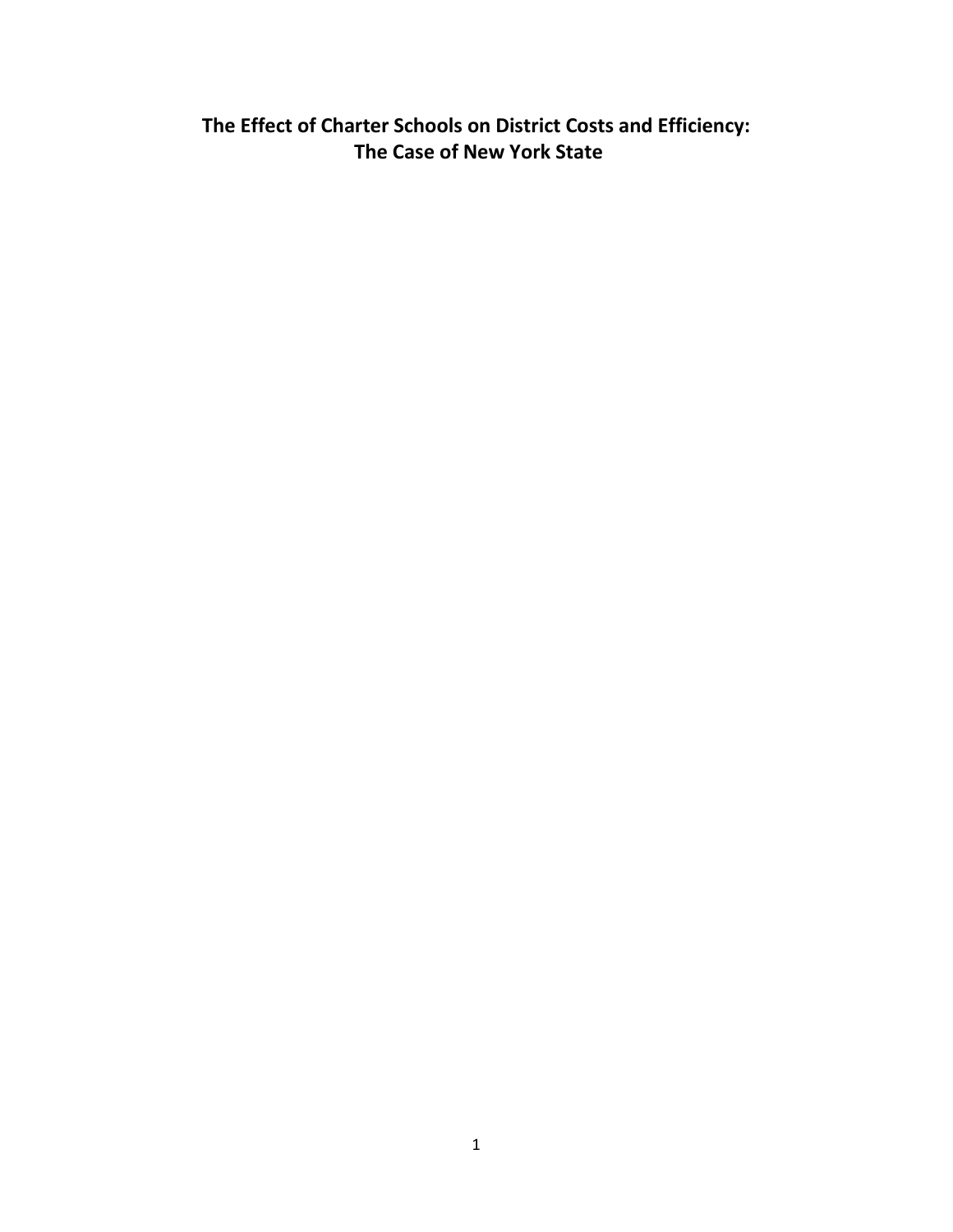# The Effect of Charter Schools on District Costs and Efficiency: The Case of New York State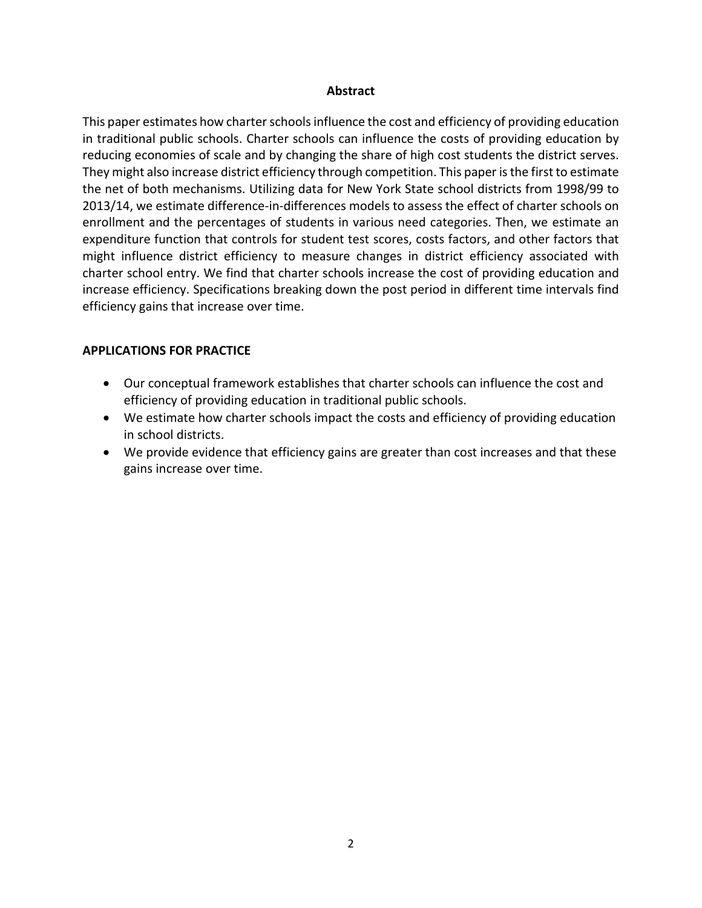## Abstract

This paper estimates how charter schools influence the cost and efficiency of providing education in traditional public schools. Charter schools can influence the costs of providing education by reducing economies of scale and by changing the share of high cost students the district serves. They might also increase district efficiency through competition. This paper is the first to estimate the net of both mechanisms. Utilizing data for New York State school districts from 1998/99 to 2013/14, we estimate difference-in-differences models to assess the effect of charter schools on enrollment and the percentages of students in various need categories. Then, we estimate an expenditure function that controls for student test scores, costs factors, and other factors that might influence district efficiency to measure changes in district efficiency associated with charter school entry. We find that charter schools increase the cost of providing education and increase efficiency. Specifications breaking down the post period in different time intervals find efficiency gains that increase over time.

## APPLICATIONS FOR PRACTICE

- Our conceptual framework establishes that charter schools can influence the cost and efficiency of providing education in traditional public schools.
- We estimate how charter schools impact the costs and efficiency of providing education in school districts.
- We provide evidence that efficiency gains are greater than cost increases and that these gains increase over time.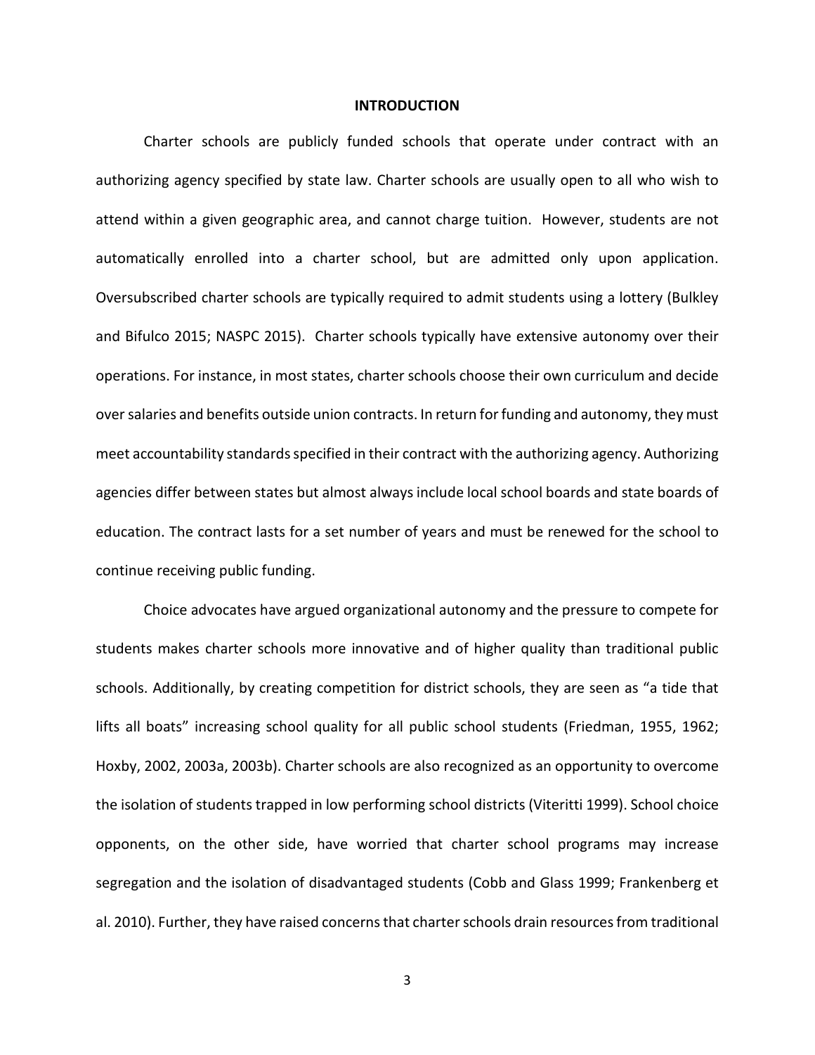# INTRODUCTION

Charter schools are publicly funded schools that operate under contract with an authorizing agency specified by state law. Charter schools are usually open to all who wish to attend within a given geographic area, and cannot charge tuition. However, students are not automatically enrolled into a charter school, but are admitted only upon application. Oversubscribed charter schools are typically required to admit students using a lottery (Bulkley and Bifulco 2015; NASPC 2015). Charter schools typically have extensive autonomy over their operations. For instance, in most states, charter schools choose their own curriculum and decide over salaries and benefits outside union contracts. In return for funding and autonomy, they must meet accountability standards specified in their contract with the authorizing agency. Authorizing agencies differ between states but almost always include local school boards and state boards of education. The contract lasts for a set number of years and must be renewed for the school to continue receiving public funding.

Choice advocates have argued organizational autonomy and the pressure to compete for students makes charter schools more innovative and of higher quality than traditional public schools. Additionally, by creating competition for district schools, they are seen as "a tide that lifts all boats" increasing school quality for all public school students (Friedman, 1955, 1962; Hoxby, 2002, 2003a, 2003b). Charter schools are also recognized as an opportunity to overcome the isolation of students trapped in low performing school districts (Viteritti 1999). School choice opponents, on the other side, have worried that charter school programs may increase segregation and the isolation of disadvantaged students (Cobb and Glass 1999; Frankenberg et al. 2010). Further, they have raised concerns that charter schools drain resources from traditional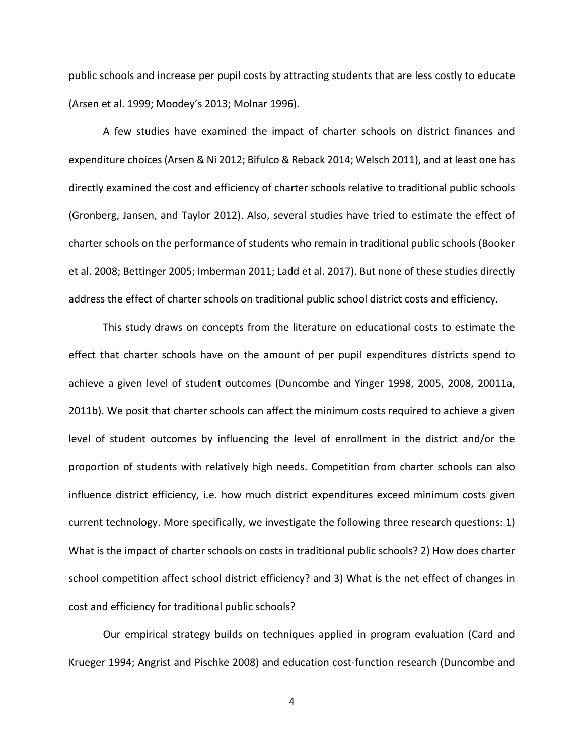public schools and increase per pupil costs by attracting students that are less costly to educate (Arsen et al. 1999; Moodey's 2013; Molnar 1996).

A few studies have examined the impact of charter schools on district finances and expenditure choices (Arsen & Ni 2012; Bifulco & Reback 2014; Welsch 2011), and at least one has directly examined the cost and efficiency of charter schools relative to traditional public schools (Gronberg, Jansen, and Taylor 2012). Also, several studies have tried to estimate the effect of charter schools on the performance of students who remain in traditional public schools (Booker et al. 2008; Bettinger 2005; Imberman 2011; Ladd et al. 2017). But none of these studies directly address the effect of charter schools on traditional public school district costs and efficiency.

This study draws on concepts from the literature on educational costs to estimate the effect that charter schools have on the amount of per pupil expenditures districts spend to achieve a given level of student outcomes (Duncombe and Yinger 1998, 2005, 2008, 20011a, 2011b). We posit that charter schools can affect the minimum costs required to achieve a given level of student outcomes by influencing the level of enrollment in the district and/or the proportion of students with relatively high needs. Competition from charter schools can also influence district efficiency, i.e. how much district expenditures exceed minimum costs given current technology. More specifically, we investigate the following three research questions: 1) What is the impact of charter schools on costs in traditional public schools? 2) How does charter school competition affect school district efficiency? and 3) What is the net effect of changes in cost and efficiency for traditional public schools?

Our empirical strategy builds on techniques applied in program evaluation (Card and Krueger 1994; Angrist and Pischke 2008) and education cost-function research (Duncombe and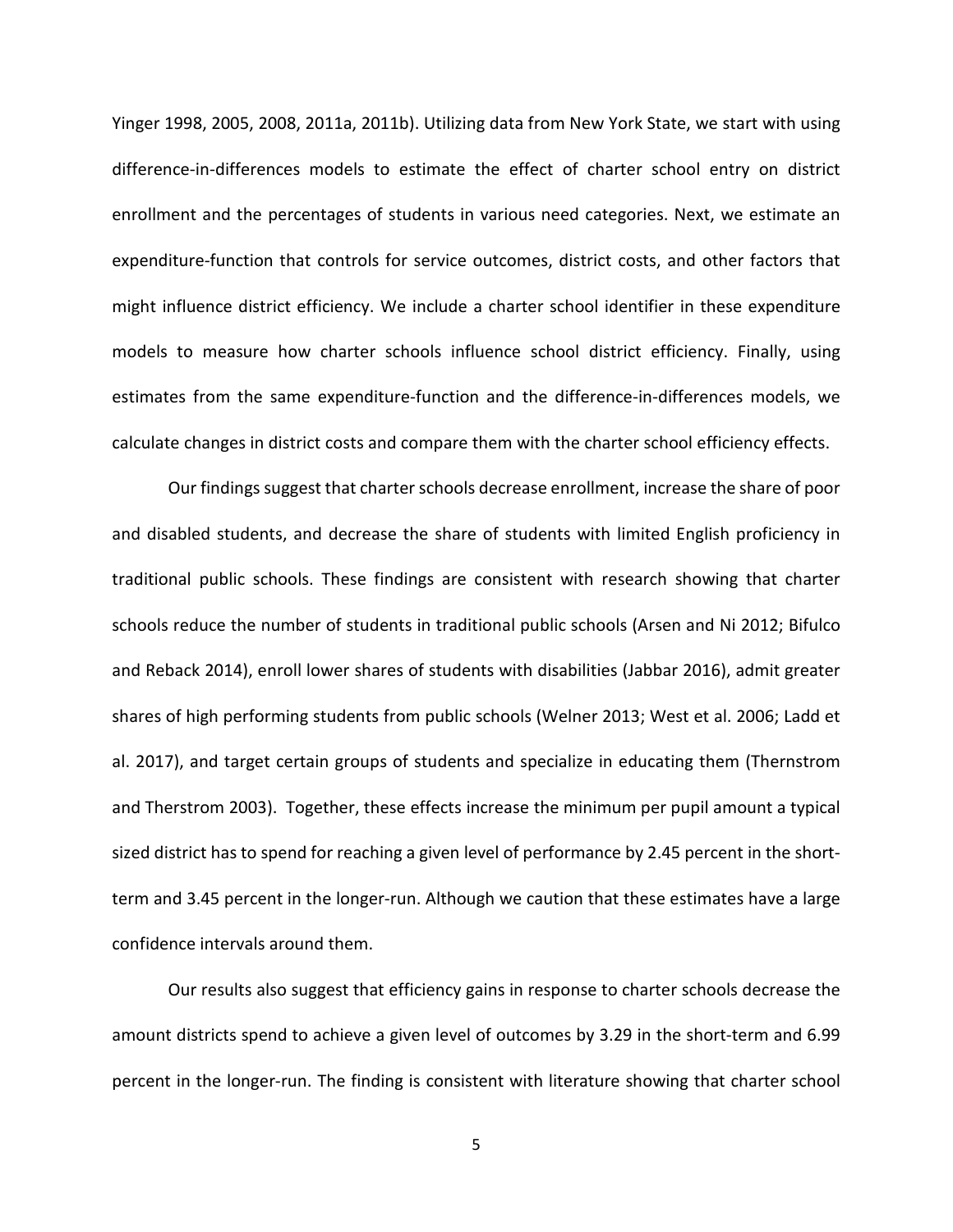Yinger 1998, 2005, 2008, 2011a, 2011b). Utilizing data from New York State, we start with using difference-in-differences models to estimate the effect of charter school entry on district enrollment and the percentages of students in various need categories. Next, we estimate an expenditure-function that controls for service outcomes, district costs, and other factors that might influence district efficiency. We include a charter school identifier in these expenditure models to measure how charter schools influence school district efficiency. Finally, using estimates from the same expenditure-function and the difference-in-differences models, we calculate changes in district costs and compare them with the charter school efficiency effects.

Our findings suggest that charter schools decrease enrollment, increase the share of poor and disabled students, and decrease the share of students with limited English proficiency in traditional public schools. These findings are consistent with research showing that charter schools reduce the number of students in traditional public schools (Arsen and Ni 2012; Bifulco and Reback 2014), enroll lower shares of students with disabilities (Jabbar 2016), admit greater shares of high performing students from public schools (Welner 2013; West et al. 2006; Ladd et al. 2017), and target certain groups of students and specialize in educating them (Thernstrom and Therstrom 2003). Together, these effects increase the minimum per pupil amount a typical sized district has to spend for reaching a given level of performance by 2.45 percent in the short-term and 3.45 percent in the longer-run. Although we caution that these estimates have a large confidence intervals around them.

Our results also suggest that efficiency gains in response to charter schools decrease the amount districts spend to achieve a given level of outcomes by 3.29 in the short-term and 6.99 percent in the longer-run. The finding is consistent with literature showing that charter school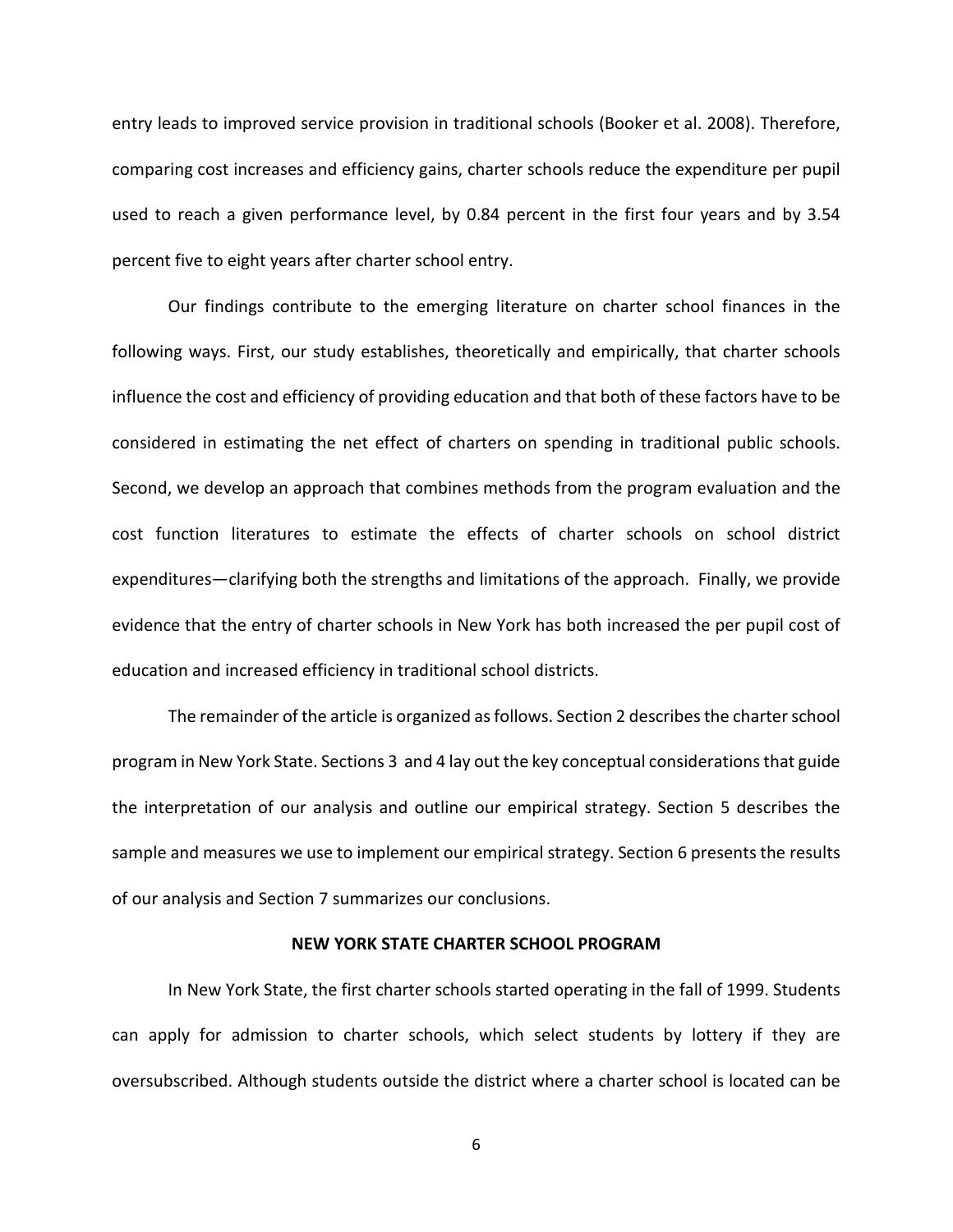entry leads to improved service provision in traditional schools (Booker et al. 2008). Therefore, comparing cost increases and efficiency gains, charter schools reduce the expenditure per pupil used to reach a given performance level, by 0.84 percent in the first four years and by 3.54 percent five to eight years after charter school entry.

Our findings contribute to the emerging literature on charter school finances in the following ways. First, our study establishes, theoretically and empirically, that charter schools influence the cost and efficiency of providing education and that both of these factors have to be considered in estimating the net effect of charters on spending in traditional public schools. Second, we develop an approach that combines methods from the program evaluation and the cost function literatures to estimate the effects of charter schools on school district expenditures—clarifying both the strengths and limitations of the approach. Finally, we provide evidence that the entry of charter schools in New York has both increased the per pupil cost of education and increased efficiency in traditional school districts.

The remainder of the article is organized as follows. Section 2 describes the charter school program in New York State. Sections 3 and 4 lay out the key conceptual considerations that guide the interpretation of our analysis and outline our empirical strategy. Section 5 describes the sample and measures we use to implement our empirical strategy. Section 6 presents the results of our analysis and Section 7 summarizes our conclusions.

## NEW YORK STATE CHARTER SCHOOL PROGRAM

In New York State, the first charter schools started operating in the fall of 1999. Students can apply for admission to charter schools, which select students by lottery if they are oversubscribed. Although students outside the district where a charter school is located can be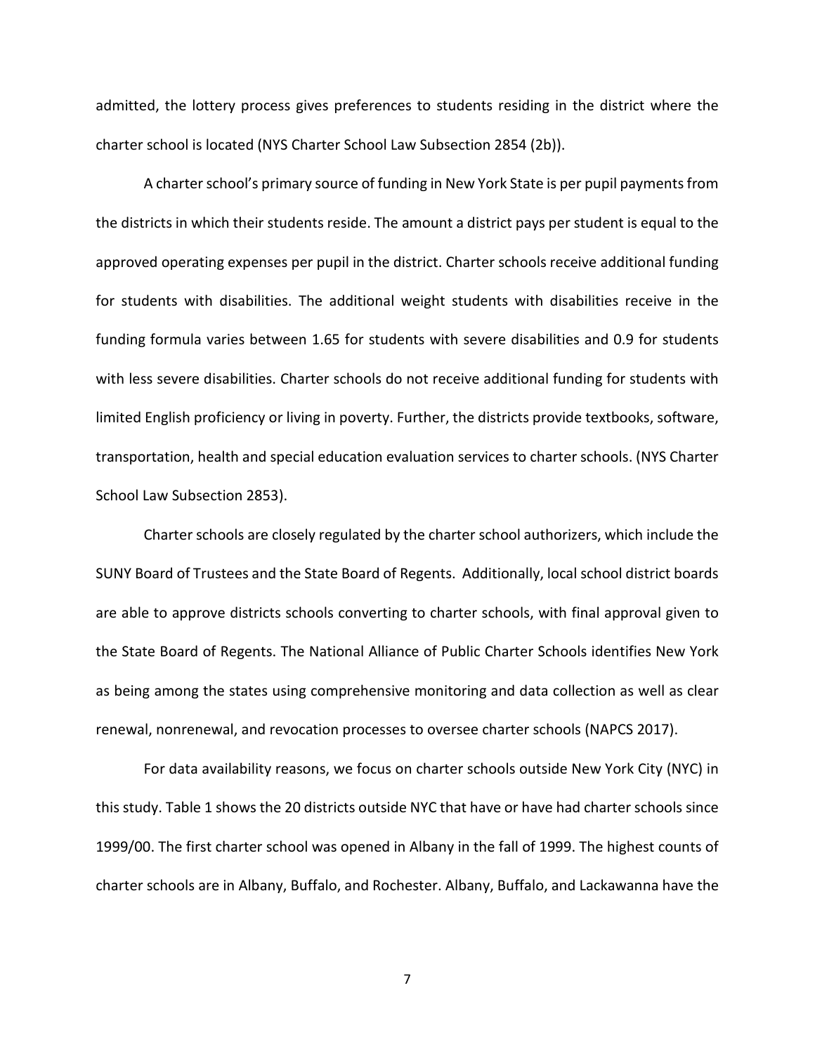admitted, the lottery process gives preferences to students residing in the district where the charter school is located (NYS Charter School Law Subsection 2854 (2b)).

A charter school's primary source of funding in New York State is per pupil payments from the districts in which their students reside. The amount a district pays per student is equal to the approved operating expenses per pupil in the district. Charter schools receive additional funding for students with disabilities. The additional weight students with disabilities receive in the funding formula varies between 1.65 for students with severe disabilities and 0.9 for students with less severe disabilities. Charter schools do not receive additional funding for students with limited English proficiency or living in poverty. Further, the districts provide textbooks, software, transportation, health and special education evaluation services to charter schools. (NYS Charter School Law Subsection 2853).

Charter schools are closely regulated by the charter school authorizers, which include the SUNY Board of Trustees and the State Board of Regents. Additionally, local school district boards are able to approve districts schools converting to charter schools, with final approval given to the State Board of Regents. The National Alliance of Public Charter Schools identifies New York as being among the states using comprehensive monitoring and data collection as well as clear renewal, nonrenewal, and revocation processes to oversee charter schools (NAPCS 2017).

For data availability reasons, we focus on charter schools outside New York City (NYC) in this study. Table 1 shows the 20 districts outside NYC that have or have had charter schools since 1999/00. The first charter school was opened in Albany in the fall of 1999. The highest counts of charter schools are in Albany, Buffalo, and Rochester. Albany, Buffalo, and Lackawanna have the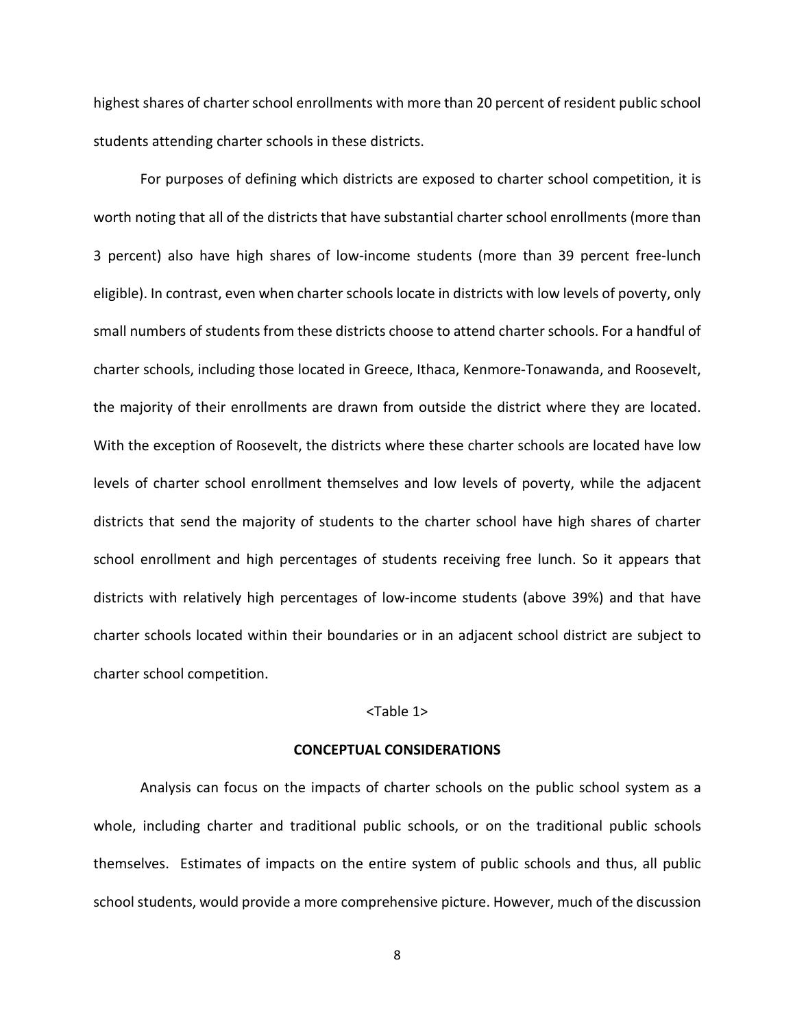highest shares of charter school enrollments with more than 20 percent of resident public school students attending charter schools in these districts.

For purposes of defining which districts are exposed to charter school competition, it is worth noting that all of the districts that have substantial charter school enrollments (more than 3 percent) also have high shares of low-income students (more than 39 percent free-lunch eligible). In contrast, even when charter schools locate in districts with low levels of poverty, only small numbers of students from these districts choose to attend charter schools. For a handful of charter schools, including those located in Greece, Ithaca, Kenmore-Tonawanda, and Roosevelt, the majority of their enrollments are drawn from outside the district where they are located. With the exception of Roosevelt, the districts where these charter schools are located have low levels of charter school enrollment themselves and low levels of poverty, while the adjacent districts that send the majority of students to the charter school have high shares of charter school enrollment and high percentages of students receiving free lunch. So it appears that districts with relatively high percentages of low-income students (above 39%) and that have charter schools located within their boundaries or in an adjacent school district are subject to charter school competition.

<Table 1>

## CONCEPTUAL CONSIDERATIONS

Analysis can focus on the impacts of charter schools on the public school system as a whole, including charter and traditional public schools, or on the traditional public schools themselves. Estimates of impacts on the entire system of public schools and thus, all public school students, would provide a more comprehensive picture. However, much of the discussion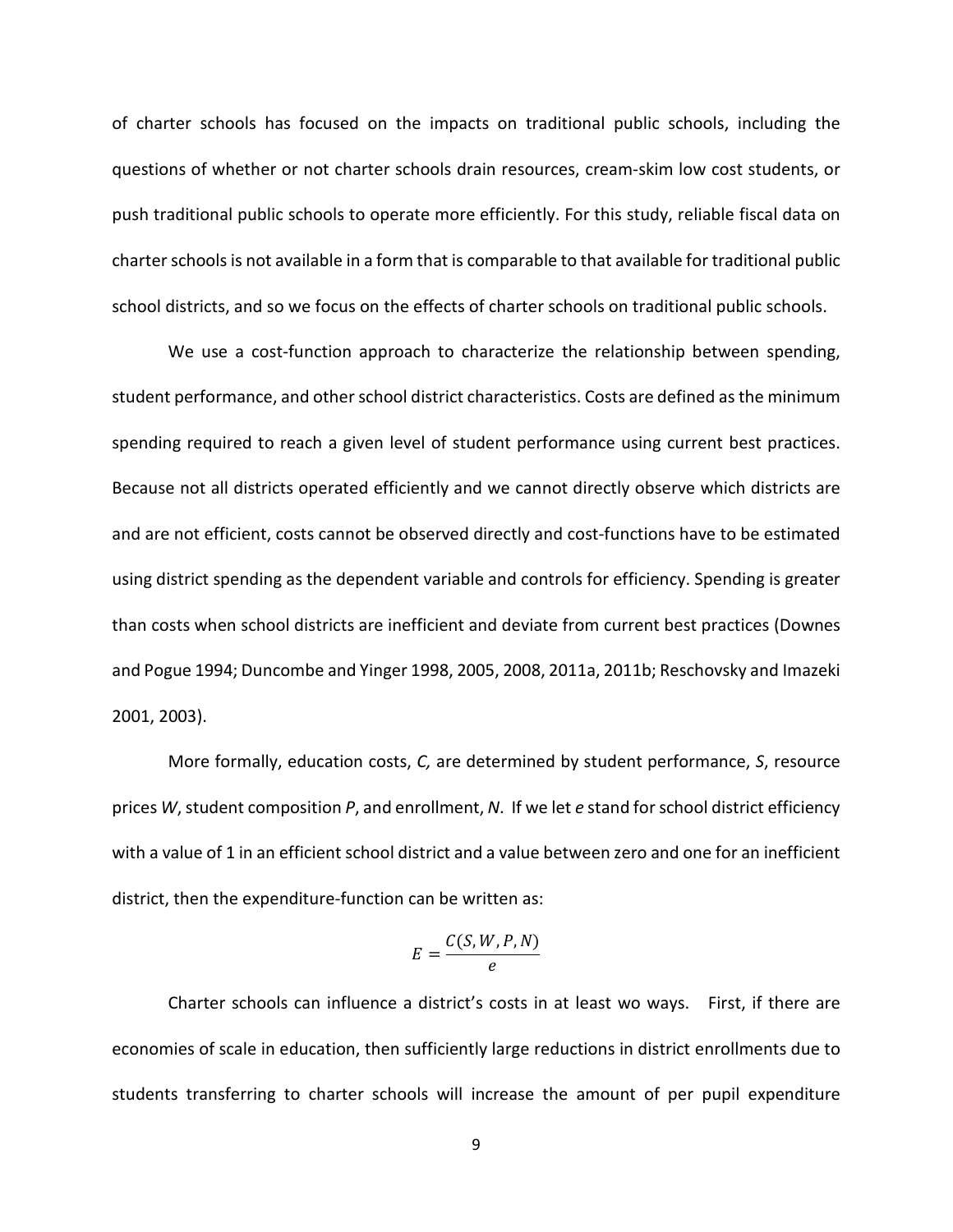of charter schools has focused on the impacts on traditional public schools, including the questions of whether or not charter schools drain resources, cream-skim low cost students, or push traditional public schools to operate more efficiently. For this study, reliable fiscal data on charter schools is not available in a form that is comparable to that available for traditional public school districts, and so we focus on the effects of charter schools on traditional public schools.

We use a cost-function approach to characterize the relationship between spending, student performance, and other school district characteristics. Costs are defined as the minimum spending required to reach a given level of student performance using current best practices. Because not all districts operated efficiently and we cannot directly observe which districts are and are not efficient, costs cannot be observed directly and cost-functions have to be estimated using district spending as the dependent variable and controls for efficiency. Spending is greater than costs when school districts are inefficient and deviate from current best practices (Downes and Pogue 1994; Duncombe and Yinger 1998, 2005, 2008, 2011a, 2011b; Reschovsky and Imazeki 2001, 2003).

More formally, education costs, $C$, are determined by student performance, $S$, resource prices $W$, student composition $P$, and enrollment, $N$. If we let $e$ stand for school district efficiency with a value of 1 in an efficient school district and a value between zero and one for an inefficient district, then the expenditure-function can be written as:

$$E = \frac{C(S, W, P, N)}{e}$$

Charter schools can influence a district's costs in at least wo ways. First, if there are economies of scale in education, then sufficiently large reductions in district enrollments due to students transferring to charter schools will increase the amount of per pupil expenditure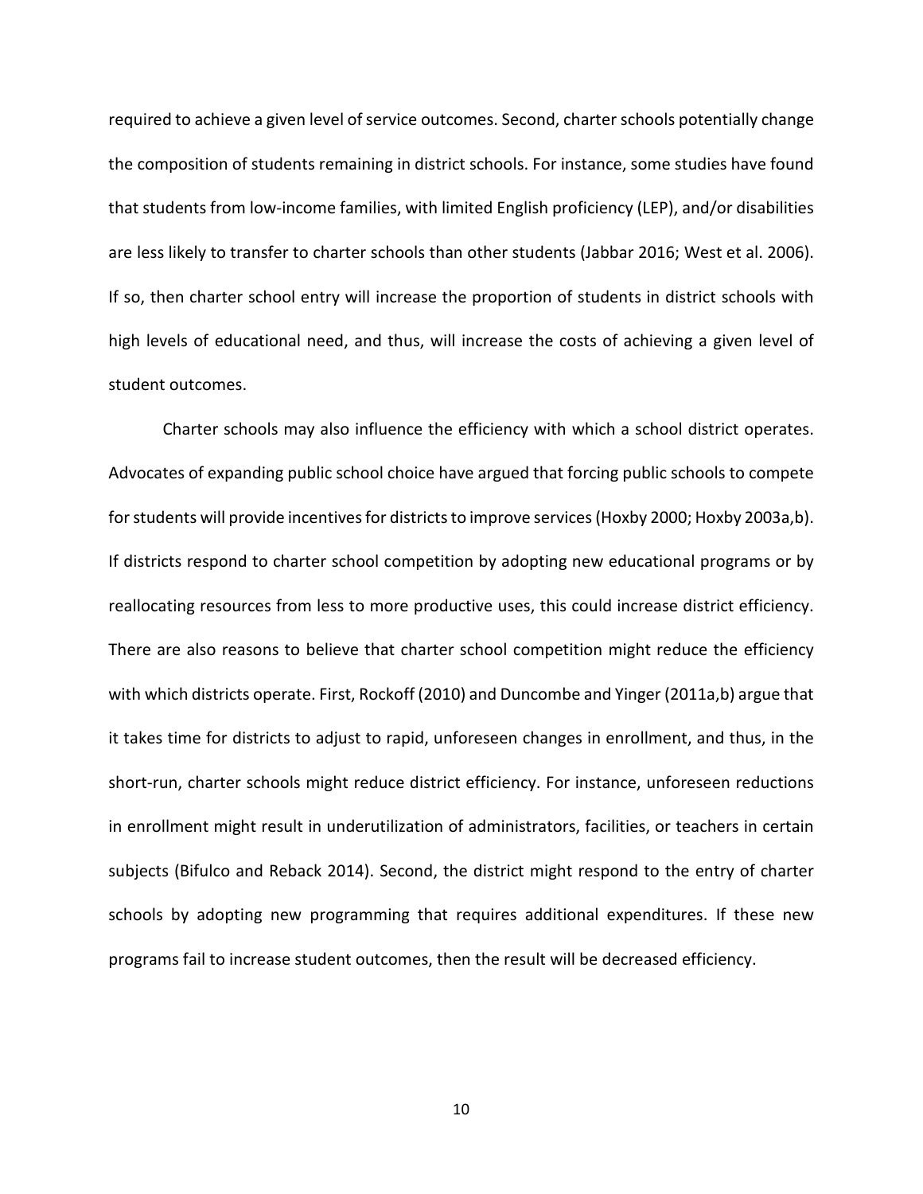required to achieve a given level of service outcomes. Second, charter schools potentially change the composition of students remaining in district schools. For instance, some studies have found that students from low-income families, with limited English proficiency (LEP), and/or disabilities are less likely to transfer to charter schools than other students (Jabbar 2016; West et al. 2006). If so, then charter school entry will increase the proportion of students in district schools with high levels of educational need, and thus, will increase the costs of achieving a given level of student outcomes.

Charter schools may also influence the efficiency with which a school district operates. Advocates of expanding public school choice have argued that forcing public schools to compete for students will provide incentives for districts to improve services (Hoxby 2000; Hoxby 2003a,b). If districts respond to charter school competition by adopting new educational programs or by reallocating resources from less to more productive uses, this could increase district efficiency. There are also reasons to believe that charter school competition might reduce the efficiency with which districts operate. First, Rockoff (2010) and Duncombe and Yinger (2011a,b) argue that it takes time for districts to adjust to rapid, unforeseen changes in enrollment, and thus, in the short-run, charter schools might reduce district efficiency. For instance, unforeseen reductions in enrollment might result in underutilization of administrators, facilities, or teachers in certain subjects (Bifulco and Reback 2014). Second, the district might respond to the entry of charter schools by adopting new programming that requires additional expenditures. If these new programs fail to increase student outcomes, then the result will be decreased efficiency.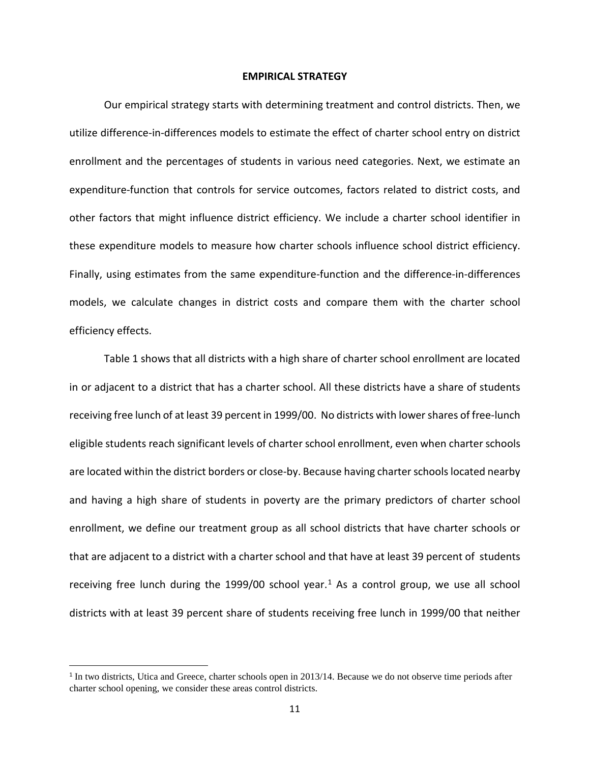## EMPIRICAL STRATEGY

Our empirical strategy starts with determining treatment and control districts. Then, we utilize difference-in-differences models to estimate the effect of charter school entry on district enrollment and the percentages of students in various need categories. Next, we estimate an expenditure-function that controls for service outcomes, factors related to district costs, and other factors that might influence district efficiency. We include a charter school identifier in these expenditure models to measure how charter schools influence school district efficiency. Finally, using estimates from the same expenditure-function and the difference-in-differences models, we calculate changes in district costs and compare them with the charter school efficiency effects.

Table 1 shows that all districts with a high share of charter school enrollment are located in or adjacent to a district that has a charter school. All these districts have a share of students receiving free lunch of at least 39 percent in 1999/00. No districts with lower shares of free-lunch eligible students reach significant levels of charter school enrollment, even when charter schools are located within the district borders or close-by. Because having charter schools located nearby and having a high share of students in poverty are the primary predictors of charter school enrollment, we define our treatment group as all school districts that have charter schools or that are adjacent to a district with a charter school and that have at least 39 percent of students receiving free lunch during the 1999/00 school year.[1] As a control group, we use all school districts with at least 39 percent share of students receiving free lunch in 1999/00 that neither

[1] In two districts, Utica and Greece, charter schools open in 2013/14. Because we do not observe time periods after charter school opening, we consider these areas control districts.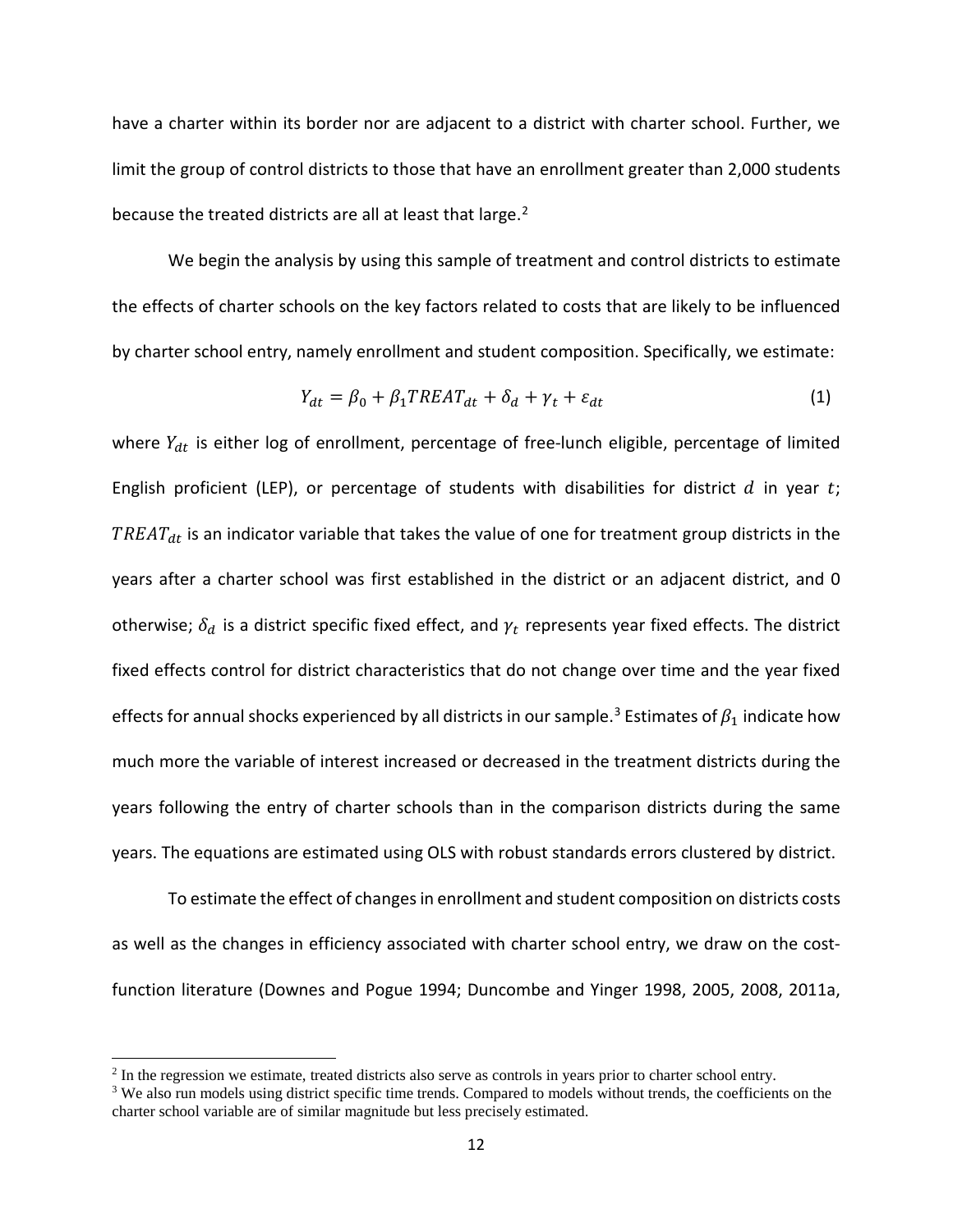have a charter within its border nor are adjacent to a district with charter school. Further, we limit the group of control districts to those that have an enrollment greater than 2,000 students because the treated districts are all at least that large.[2]

We begin the analysis by using this sample of treatment and control districts to estimate the effects of charter schools on the key factors related to costs that are likely to be influenced by charter school entry, namely enrollment and student composition. Specifically, we estimate:

$$Y_{dt} = \beta_0 + \beta_1 TREAT_{dt} + \delta_d + \gamma_t + \varepsilon_{dt} \tag{1}$$

where $Y_{dt}$ is either log of enrollment, percentage of free-lunch eligible, percentage of limited English proficient (LEP), or percentage of students with disabilities for district $d$ in year $t$; $TREAT_{dt}$ is an indicator variable that takes the value of one for treatment group districts in the years after a charter school was first established in the district or an adjacent district, and 0 otherwise; $\delta_d$ is a district specific fixed effect, and $\gamma_t$ represents year fixed effects. The district fixed effects control for district characteristics that do not change over time and the year fixed effects for annual shocks experienced by all districts in our sample.[3] Estimates of $\beta_1$ indicate how much more the variable of interest increased or decreased in the treatment districts during the years following the entry of charter schools than in the comparison districts during the same years. The equations are estimated using OLS with robust standards errors clustered by district.

To estimate the effect of changes in enrollment and student composition on districts costs as well as the changes in efficiency associated with charter school entry, we draw on the cost-function literature (Downes and Pogue 1994; Duncombe and Yinger 1998, 2005, 2008, 2011a,

[2] In the regression we estimate, treated districts also serve as controls in years prior to charter school entry.

[3] We also run models using district specific time trends. Compared to models without trends, the coefficients on the charter school variable are of similar magnitude but less precisely estimated.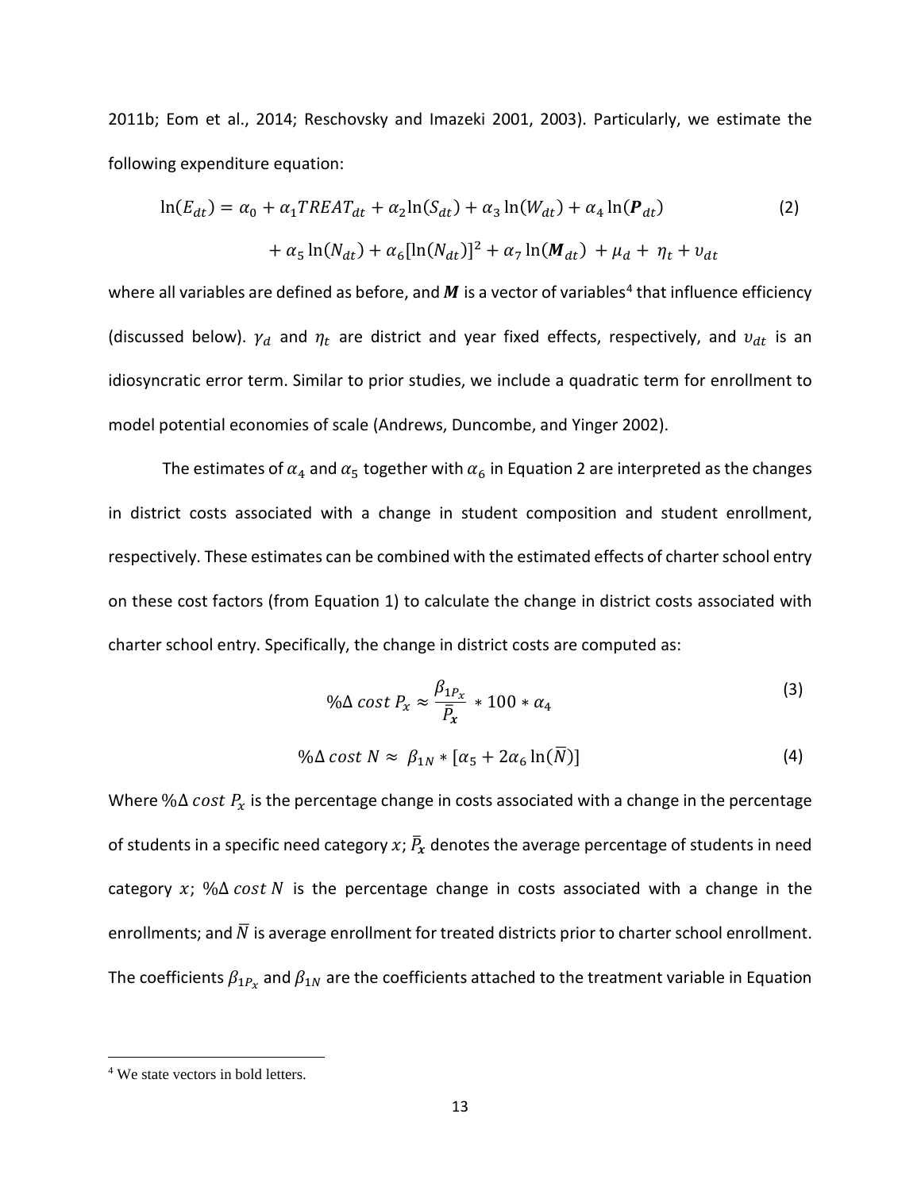2011b; Eom et al., 2014; Reschovsky and Imazeki 2001, 2003). Particularly, we estimate the following expenditure equation:

$$\ln(E_{dt}) = \alpha_0 + \alpha_1 TREAT_{dt} + \alpha_2 \ln(S_{dt}) + \alpha_3 \ln(W_{dt}) + \alpha_4 \ln(\boldsymbol{P}_{dt}) + \alpha_5 \ln(N_{dt}) + \alpha_6 [\ln(N_{dt})]^2 + \alpha_7 \ln(\boldsymbol{M}_{dt}) + \mu_d + \eta_t + v_{dt} \tag{2}$$

where all variables are defined as before, and $\boldsymbol{M}$ is a vector of variables[4] that influence efficiency (discussed below). $\gamma_d$ and $\eta_t$ are district and year fixed effects, respectively, and $v_{dt}$ is an idiosyncratic error term. Similar to prior studies, we include a quadratic term for enrollment to model potential economies of scale (Andrews, Duncombe, and Yinger 2002).

The estimates of $\alpha_4$ and $\alpha_5$ together with $\alpha_6$ in Equation 2 are interpreted as the changes in district costs associated with a change in student composition and student enrollment, respectively. These estimates can be combined with the estimated effects of charter school entry on these cost factors (from Equation 1) to calculate the change in district costs associated with charter school entry. Specifically, the change in district costs are computed as:

$$\%\Delta\, cost\ P_x \approx \frac{\beta_{1P_x}}{\bar{P}_x} * 100 * \alpha_4 \tag{3}$$

$$\%\Delta\, cost\ N \approx \beta_{1N} * [\alpha_5 + 2\alpha_6 \ln(\bar{N})] \tag{4}$$

Where $\%\Delta\, cost\ P_x$ is the percentage change in costs associated with a change in the percentage of students in a specific need category $x$; $\bar{P}_x$ denotes the average percentage of students in need category $x$; $\%\Delta\, cost\ N$ is the percentage change in costs associated with a change in the enrollments; and $\bar{N}$ is average enrollment for treated districts prior to charter school enrollment. The coefficients $\beta_{1P_x}$ and $\beta_{1N}$ are the coefficients attached to the treatment variable in Equation

[4] We state vectors in bold letters.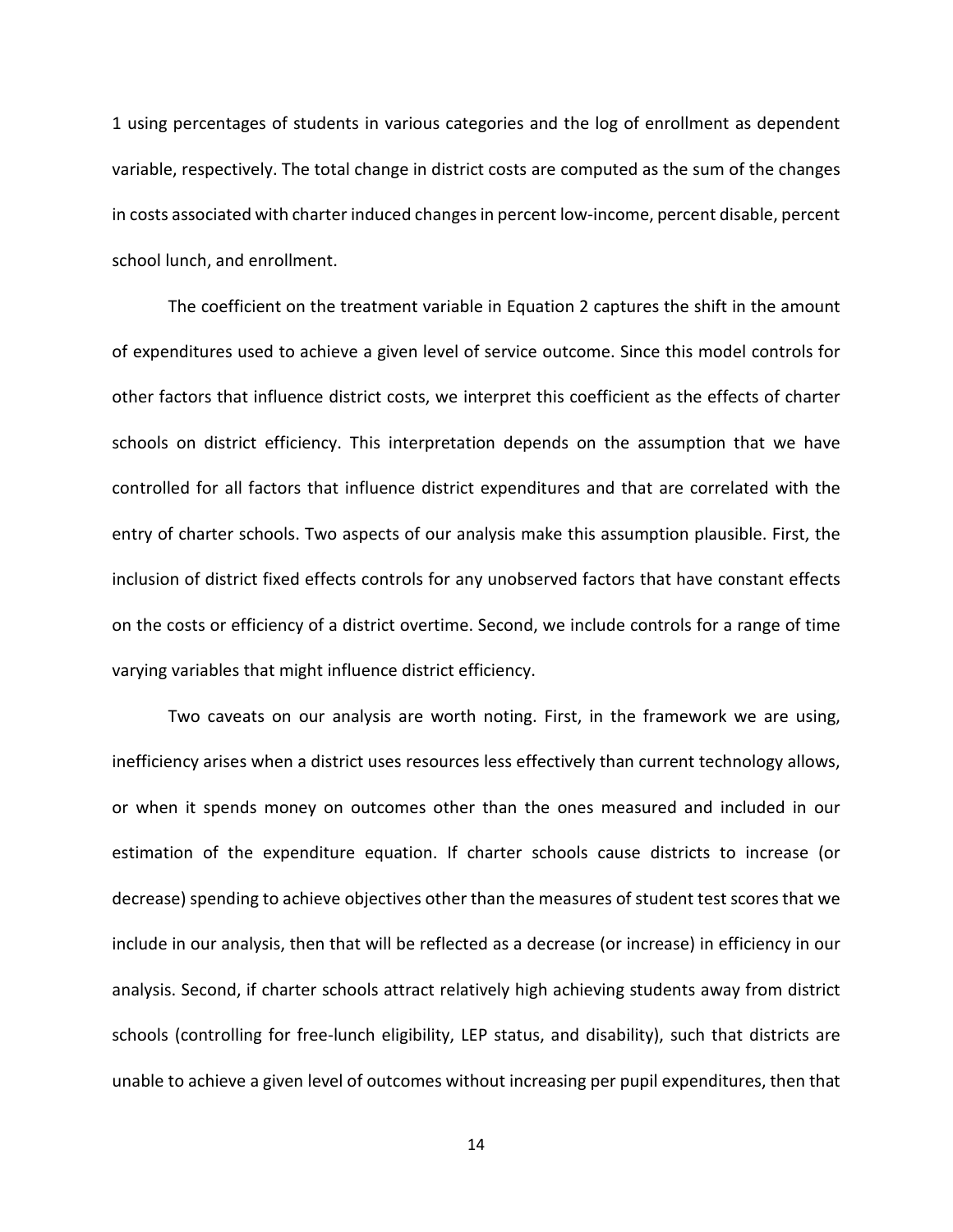1 using percentages of students in various categories and the log of enrollment as dependent variable, respectively. The total change in district costs are computed as the sum of the changes in costs associated with charter induced changes in percent low-income, percent disable, percent school lunch, and enrollment.

The coefficient on the treatment variable in Equation 2 captures the shift in the amount of expenditures used to achieve a given level of service outcome. Since this model controls for other factors that influence district costs, we interpret this coefficient as the effects of charter schools on district efficiency. This interpretation depends on the assumption that we have controlled for all factors that influence district expenditures and that are correlated with the entry of charter schools. Two aspects of our analysis make this assumption plausible. First, the inclusion of district fixed effects controls for any unobserved factors that have constant effects on the costs or efficiency of a district overtime. Second, we include controls for a range of time varying variables that might influence district efficiency.

Two caveats on our analysis are worth noting. First, in the framework we are using, inefficiency arises when a district uses resources less effectively than current technology allows, or when it spends money on outcomes other than the ones measured and included in our estimation of the expenditure equation. If charter schools cause districts to increase (or decrease) spending to achieve objectives other than the measures of student test scores that we include in our analysis, then that will be reflected as a decrease (or increase) in efficiency in our analysis. Second, if charter schools attract relatively high achieving students away from district schools (controlling for free-lunch eligibility, LEP status, and disability), such that districts are unable to achieve a given level of outcomes without increasing per pupil expenditures, then that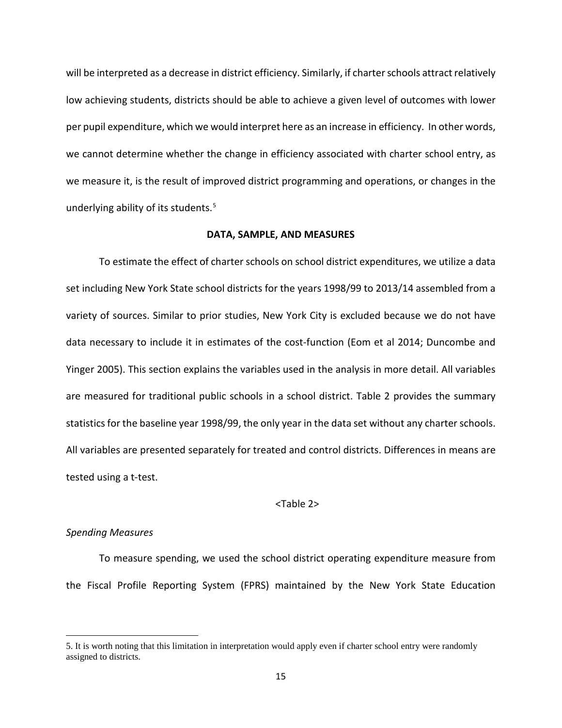will be interpreted as a decrease in district efficiency. Similarly, if charter schools attract relatively low achieving students, districts should be able to achieve a given level of outcomes with lower per pupil expenditure, which we would interpret here as an increase in efficiency. In other words, we cannot determine whether the change in efficiency associated with charter school entry, as we measure it, is the result of improved district programming and operations, or changes in the underlying ability of its students.[5]

## DATA, SAMPLE, AND MEASURES

To estimate the effect of charter schools on school district expenditures, we utilize a data set including New York State school districts for the years 1998/99 to 2013/14 assembled from a variety of sources. Similar to prior studies, New York City is excluded because we do not have data necessary to include it in estimates of the cost-function (Eom et al 2014; Duncombe and Yinger 2005). This section explains the variables used in the analysis in more detail. All variables are measured for traditional public schools in a school district. Table 2 provides the summary statistics for the baseline year 1998/99, the only year in the data set without any charter schools. All variables are presented separately for treated and control districts. Differences in means are tested using a t-test.

<Table 2>

*Spending Measures*

To measure spending, we used the school district operating expenditure measure from the Fiscal Profile Reporting System (FPRS) maintained by the New York State Education

---

5. It is worth noting that this limitation in interpretation would apply even if charter school entry were randomly assigned to districts.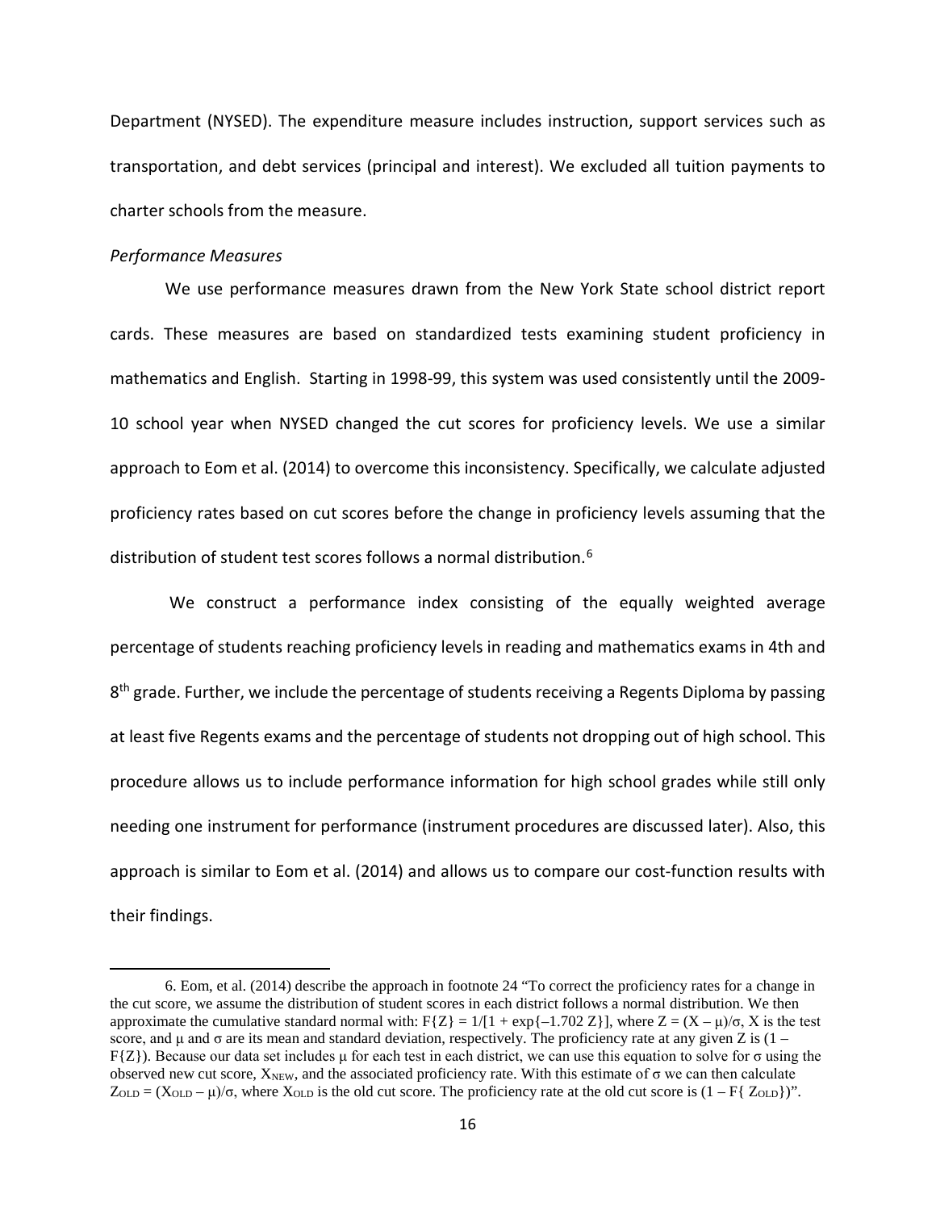Department (NYSED). The expenditure measure includes instruction, support services such as transportation, and debt services (principal and interest). We excluded all tuition payments to charter schools from the measure.

*Performance Measures*

We use performance measures drawn from the New York State school district report cards. These measures are based on standardized tests examining student proficiency in mathematics and English. Starting in 1998-99, this system was used consistently until the 2009-10 school year when NYSED changed the cut scores for proficiency levels. We use a similar approach to Eom et al. (2014) to overcome this inconsistency. Specifically, we calculate adjusted proficiency rates based on cut scores before the change in proficiency levels assuming that the distribution of student test scores follows a normal distribution.[6]

We construct a performance index consisting of the equally weighted average percentage of students reaching proficiency levels in reading and mathematics exams in 4th and 8th grade. Further, we include the percentage of students receiving a Regents Diploma by passing at least five Regents exams and the percentage of students not dropping out of high school. This procedure allows us to include performance information for high school grades while still only needing one instrument for performance (instrument procedures are discussed later). Also, this approach is similar to Eom et al. (2014) and allows us to compare our cost-function results with their findings.

---

6. Eom, et al. (2014) describe the approach in footnote 24 "To correct the proficiency rates for a change in the cut score, we assume the distribution of student scores in each district follows a normal distribution. We then approximate the cumulative standard normal with: $F\{Z\} = 1/[1 + \exp\{-1.702\ Z\}]$, where $Z = (X - \mu)/\sigma$, X is the test score, and $\mu$ and $\sigma$ are its mean and standard deviation, respectively. The proficiency rate at any given Z is $(1 - F\{Z\})$. Because our data set includes $\mu$ for each test in each district, we can use this equation to solve for $\sigma$ using the observed new cut score, $X_{NEW}$, and the associated proficiency rate. With this estimate of $\sigma$ we can then calculate $Z_{OLD} = (X_{OLD} - \mu)/\sigma$, where $X_{OLD}$ is the old cut score. The proficiency rate at the old cut score is $(1 - F\{ Z_{OLD}\})$".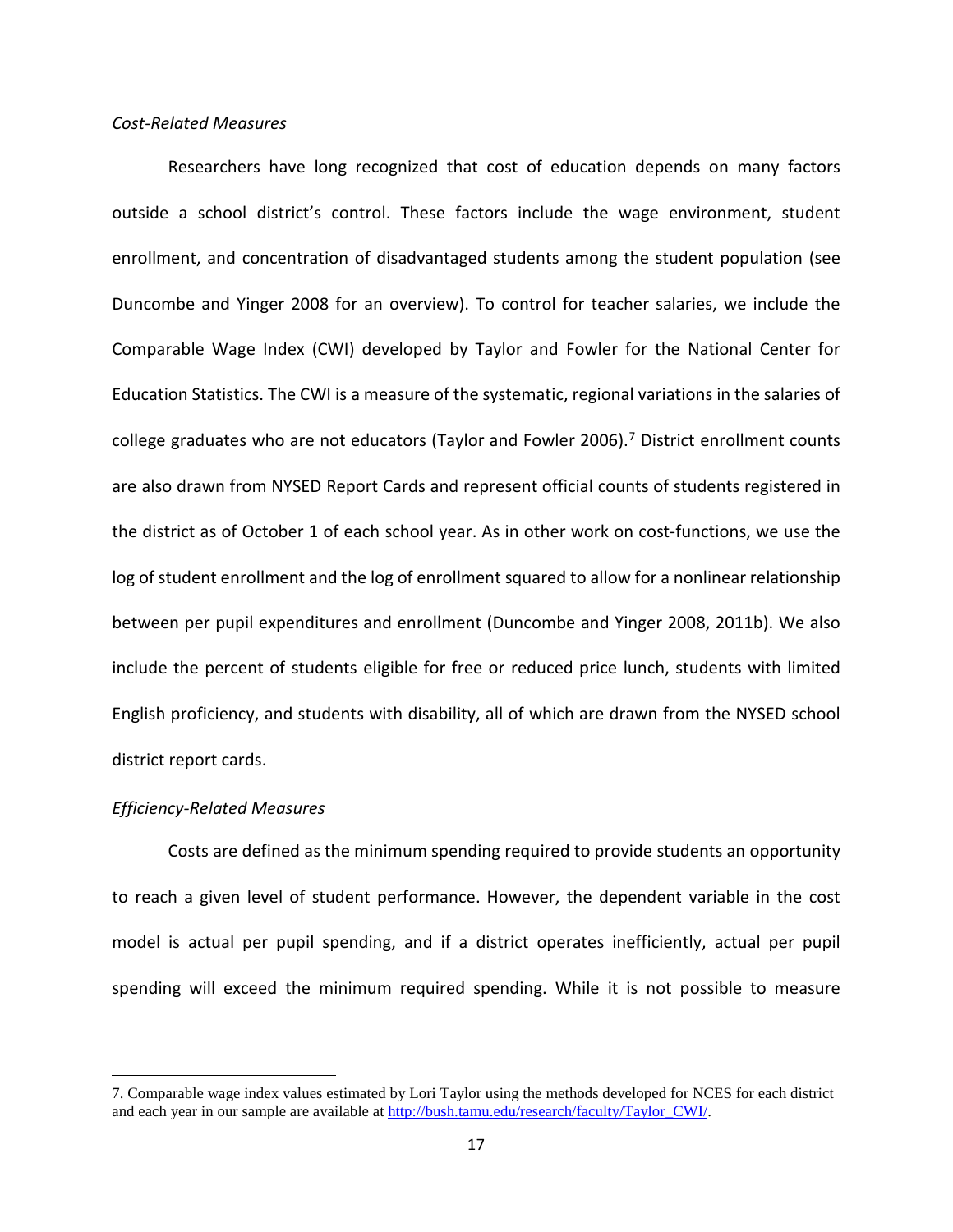*Cost-Related Measures*

Researchers have long recognized that cost of education depends on many factors outside a school district's control. These factors include the wage environment, student enrollment, and concentration of disadvantaged students among the student population (see Duncombe and Yinger 2008 for an overview). To control for teacher salaries, we include the Comparable Wage Index (CWI) developed by Taylor and Fowler for the National Center for Education Statistics. The CWI is a measure of the systematic, regional variations in the salaries of college graduates who are not educators (Taylor and Fowler 2006).[7] District enrollment counts are also drawn from NYSED Report Cards and represent official counts of students registered in the district as of October 1 of each school year. As in other work on cost-functions, we use the log of student enrollment and the log of enrollment squared to allow for a nonlinear relationship between per pupil expenditures and enrollment (Duncombe and Yinger 2008, 2011b). We also include the percent of students eligible for free or reduced price lunch, students with limited English proficiency, and students with disability, all of which are drawn from the NYSED school district report cards.

*Efficiency-Related Measures*

Costs are defined as the minimum spending required to provide students an opportunity to reach a given level of student performance. However, the dependent variable in the cost model is actual per pupil spending, and if a district operates inefficiently, actual per pupil spending will exceed the minimum required spending. While it is not possible to measure

---

7. Comparable wage index values estimated by Lori Taylor using the methods developed for NCES for each district and each year in our sample are available at http://bush.tamu.edu/research/faculty/Taylor_CWI/.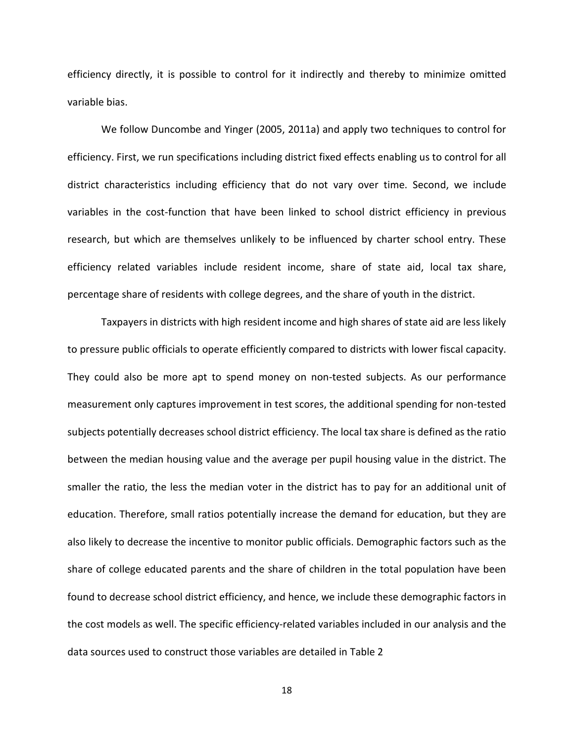efficiency directly, it is possible to control for it indirectly and thereby to minimize omitted variable bias.

We follow Duncombe and Yinger (2005, 2011a) and apply two techniques to control for efficiency. First, we run specifications including district fixed effects enabling us to control for all district characteristics including efficiency that do not vary over time. Second, we include variables in the cost-function that have been linked to school district efficiency in previous research, but which are themselves unlikely to be influenced by charter school entry. These efficiency related variables include resident income, share of state aid, local tax share, percentage share of residents with college degrees, and the share of youth in the district.

Taxpayers in districts with high resident income and high shares of state aid are less likely to pressure public officials to operate efficiently compared to districts with lower fiscal capacity. They could also be more apt to spend money on non-tested subjects. As our performance measurement only captures improvement in test scores, the additional spending for non-tested subjects potentially decreases school district efficiency. The local tax share is defined as the ratio between the median housing value and the average per pupil housing value in the district. The smaller the ratio, the less the median voter in the district has to pay for an additional unit of education. Therefore, small ratios potentially increase the demand for education, but they are also likely to decrease the incentive to monitor public officials. Demographic factors such as the share of college educated parents and the share of children in the total population have been found to decrease school district efficiency, and hence, we include these demographic factors in the cost models as well. The specific efficiency-related variables included in our analysis and the data sources used to construct those variables are detailed in Table 2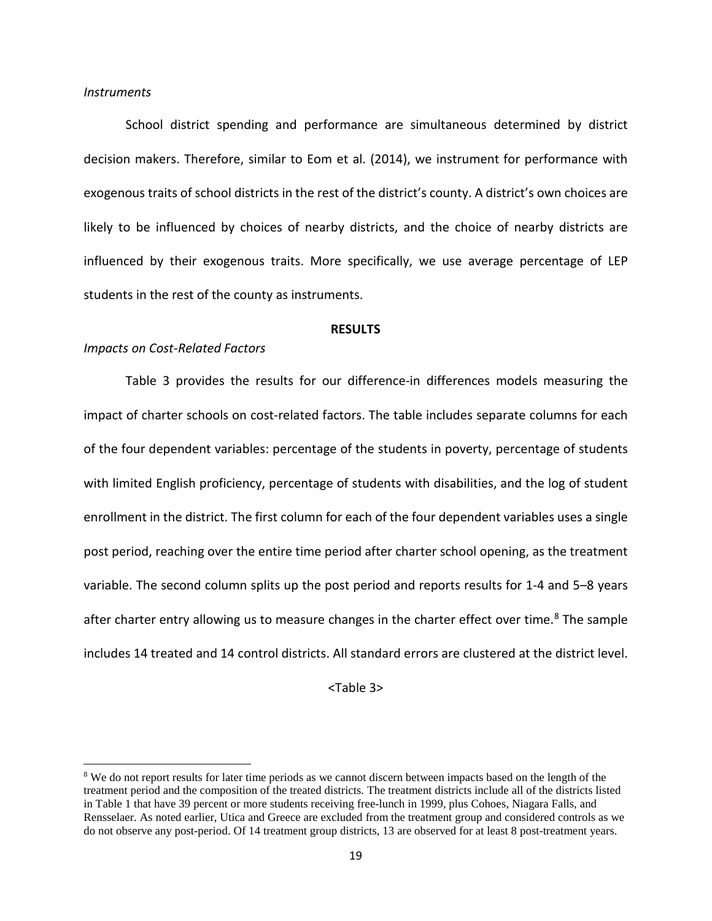*Instruments*

School district spending and performance are simultaneous determined by district decision makers. Therefore, similar to Eom et al. (2014), we instrument for performance with exogenous traits of school districts in the rest of the district's county. A district's own choices are likely to be influenced by choices of nearby districts, and the choice of nearby districts are influenced by their exogenous traits. More specifically, we use average percentage of LEP students in the rest of the county as instruments.

## RESULTS

*Impacts on Cost-Related Factors*

Table 3 provides the results for our difference-in differences models measuring the impact of charter schools on cost-related factors. The table includes separate columns for each of the four dependent variables: percentage of the students in poverty, percentage of students with limited English proficiency, percentage of students with disabilities, and the log of student enrollment in the district. The first column for each of the four dependent variables uses a single post period, reaching over the entire time period after charter school opening, as the treatment variable. The second column splits up the post period and reports results for 1-4 and 5–8 years after charter entry allowing us to measure changes in the charter effect over time.[8] The sample includes 14 treated and 14 control districts. All standard errors are clustered at the district level.

<Table 3>

[8] We do not report results for later time periods as we cannot discern between impacts based on the length of the treatment period and the composition of the treated districts. The treatment districts include all of the districts listed in Table 1 that have 39 percent or more students receiving free-lunch in 1999, plus Cohoes, Niagara Falls, and Rensselaer. As noted earlier, Utica and Greece are excluded from the treatment group and considered controls as we do not observe any post-period. Of 14 treatment group districts, 13 are observed for at least 8 post-treatment years.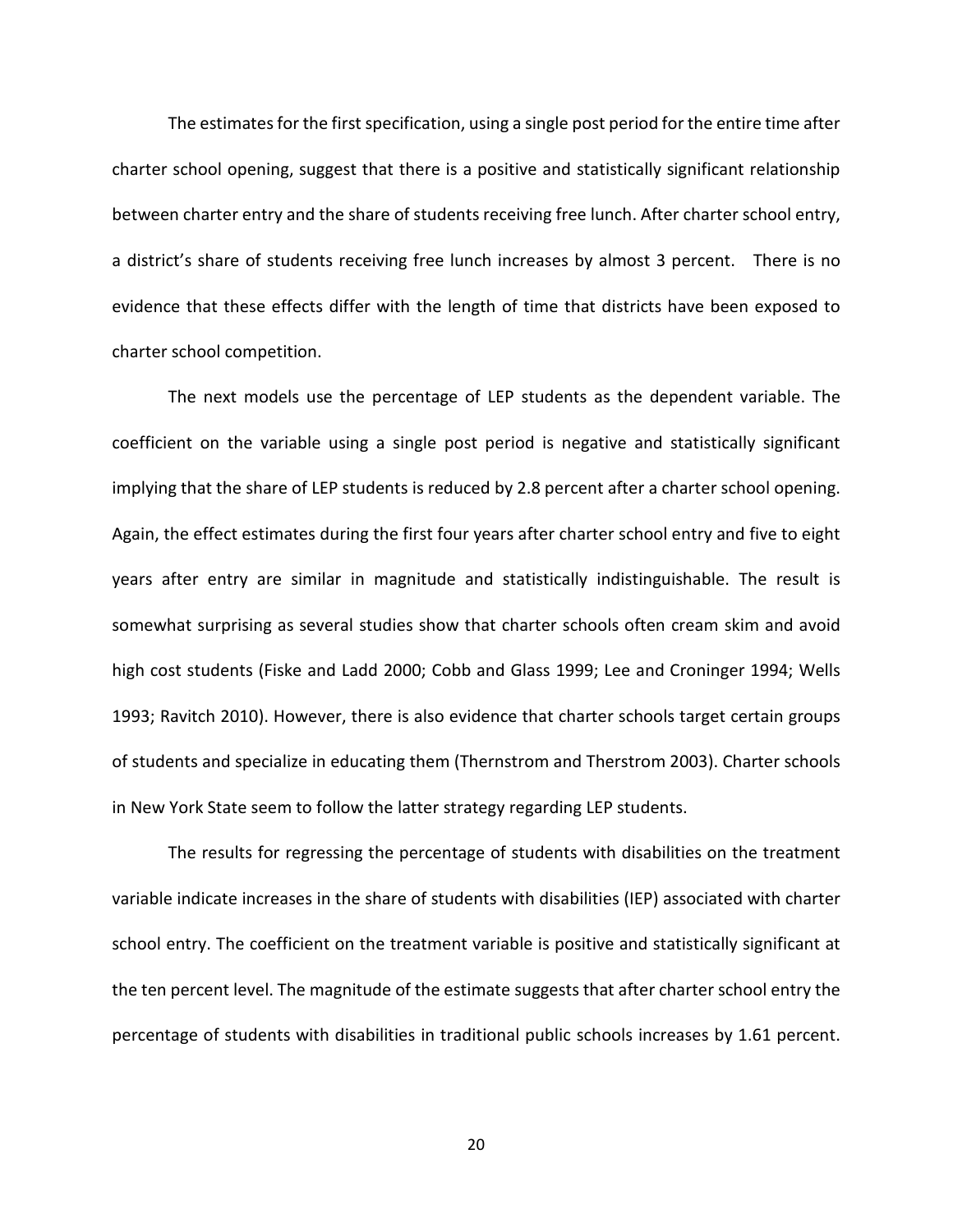The estimates for the first specification, using a single post period for the entire time after charter school opening, suggest that there is a positive and statistically significant relationship between charter entry and the share of students receiving free lunch. After charter school entry, a district's share of students receiving free lunch increases by almost 3 percent. There is no evidence that these effects differ with the length of time that districts have been exposed to charter school competition.

The next models use the percentage of LEP students as the dependent variable. The coefficient on the variable using a single post period is negative and statistically significant implying that the share of LEP students is reduced by 2.8 percent after a charter school opening. Again, the effect estimates during the first four years after charter school entry and five to eight years after entry are similar in magnitude and statistically indistinguishable. The result is somewhat surprising as several studies show that charter schools often cream skim and avoid high cost students (Fiske and Ladd 2000; Cobb and Glass 1999; Lee and Croninger 1994; Wells 1993; Ravitch 2010). However, there is also evidence that charter schools target certain groups of students and specialize in educating them (Thernstrom and Therstrom 2003). Charter schools in New York State seem to follow the latter strategy regarding LEP students.

The results for regressing the percentage of students with disabilities on the treatment variable indicate increases in the share of students with disabilities (IEP) associated with charter school entry. The coefficient on the treatment variable is positive and statistically significant at the ten percent level. The magnitude of the estimate suggests that after charter school entry the percentage of students with disabilities in traditional public schools increases by 1.61 percent.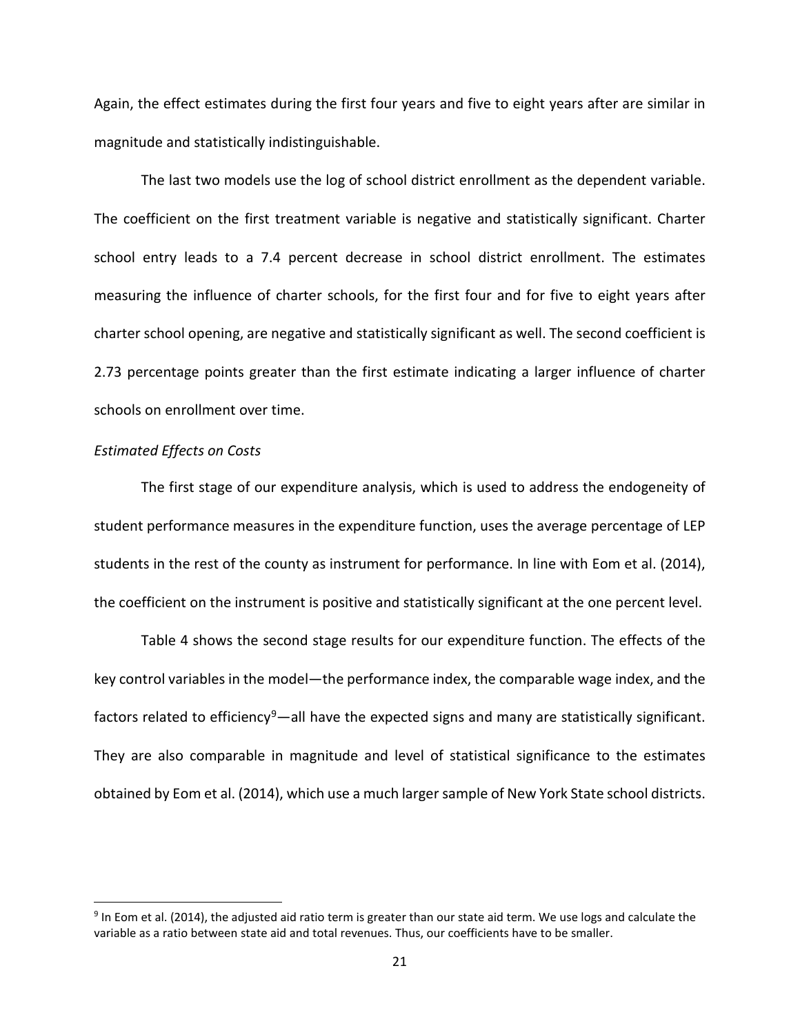Again, the effect estimates during the first four years and five to eight years after are similar in magnitude and statistically indistinguishable.

The last two models use the log of school district enrollment as the dependent variable. The coefficient on the first treatment variable is negative and statistically significant. Charter school entry leads to a 7.4 percent decrease in school district enrollment. The estimates measuring the influence of charter schools, for the first four and for five to eight years after charter school opening, are negative and statistically significant as well. The second coefficient is 2.73 percentage points greater than the first estimate indicating a larger influence of charter schools on enrollment over time.

*Estimated Effects on Costs*

The first stage of our expenditure analysis, which is used to address the endogeneity of student performance measures in the expenditure function, uses the average percentage of LEP students in the rest of the county as instrument for performance. In line with Eom et al. (2014), the coefficient on the instrument is positive and statistically significant at the one percent level.

Table 4 shows the second stage results for our expenditure function. The effects of the key control variables in the model—the performance index, the comparable wage index, and the factors related to efficiency[9]—all have the expected signs and many are statistically significant. They are also comparable in magnitude and level of statistical significance to the estimates obtained by Eom et al. (2014), which use a much larger sample of New York State school districts.

[9] In Eom et al. (2014), the adjusted aid ratio term is greater than our state aid term. We use logs and calculate the variable as a ratio between state aid and total revenues. Thus, our coefficients have to be smaller.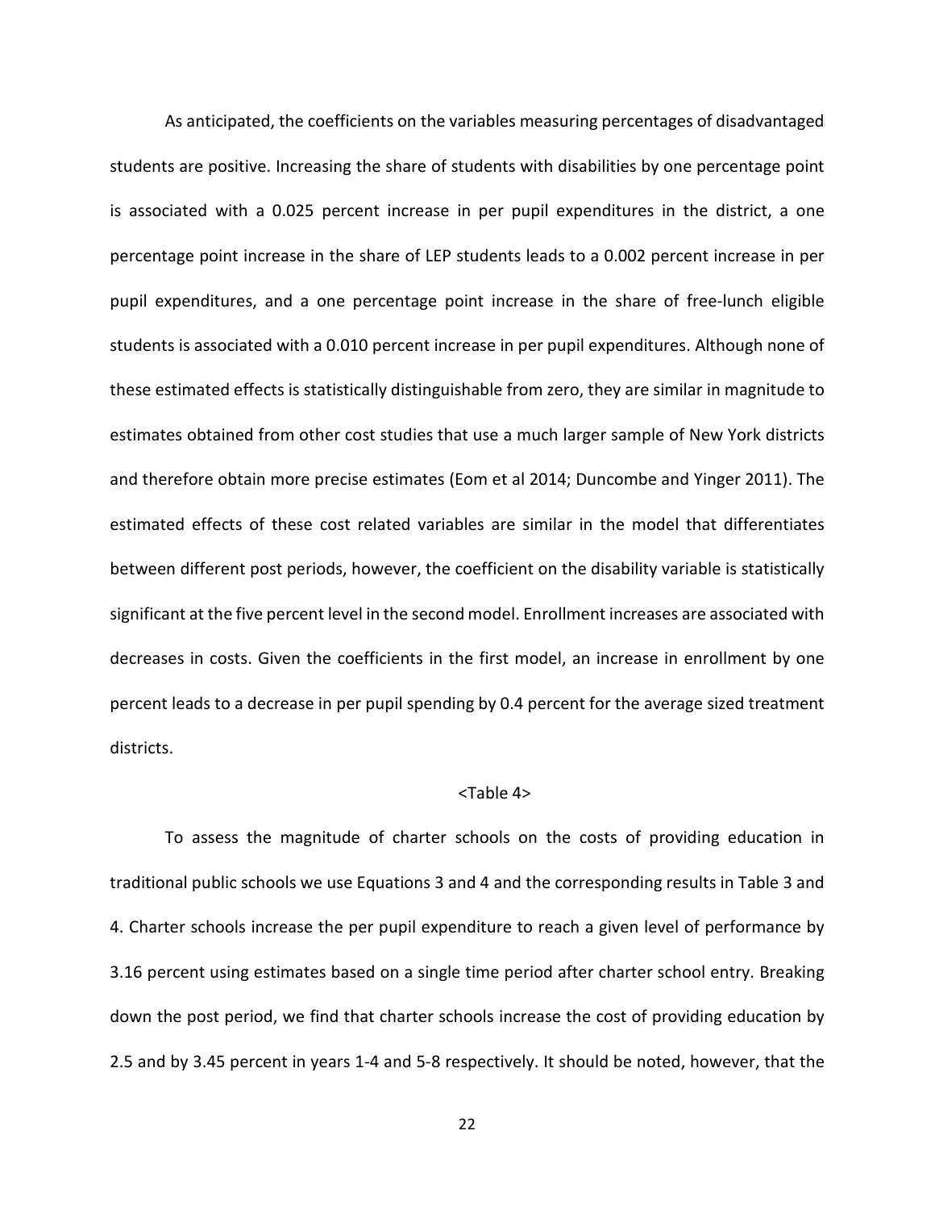As anticipated, the coefficients on the variables measuring percentages of disadvantaged students are positive. Increasing the share of students with disabilities by one percentage point is associated with a 0.025 percent increase in per pupil expenditures in the district, a one percentage point increase in the share of LEP students leads to a 0.002 percent increase in per pupil expenditures, and a one percentage point increase in the share of free-lunch eligible students is associated with a 0.010 percent increase in per pupil expenditures. Although none of these estimated effects is statistically distinguishable from zero, they are similar in magnitude to estimates obtained from other cost studies that use a much larger sample of New York districts and therefore obtain more precise estimates (Eom et al 2014; Duncombe and Yinger 2011). The estimated effects of these cost related variables are similar in the model that differentiates between different post periods, however, the coefficient on the disability variable is statistically significant at the five percent level in the second model. Enrollment increases are associated with decreases in costs. Given the coefficients in the first model, an increase in enrollment by one percent leads to a decrease in per pupil spending by 0.4 percent for the average sized treatment districts.

<Table 4>

To assess the magnitude of charter schools on the costs of providing education in traditional public schools we use Equations 3 and 4 and the corresponding results in Table 3 and 4. Charter schools increase the per pupil expenditure to reach a given level of performance by 3.16 percent using estimates based on a single time period after charter school entry. Breaking down the post period, we find that charter schools increase the cost of providing education by 2.5 and by 3.45 percent in years 1-4 and 5-8 respectively. It should be noted, however, that the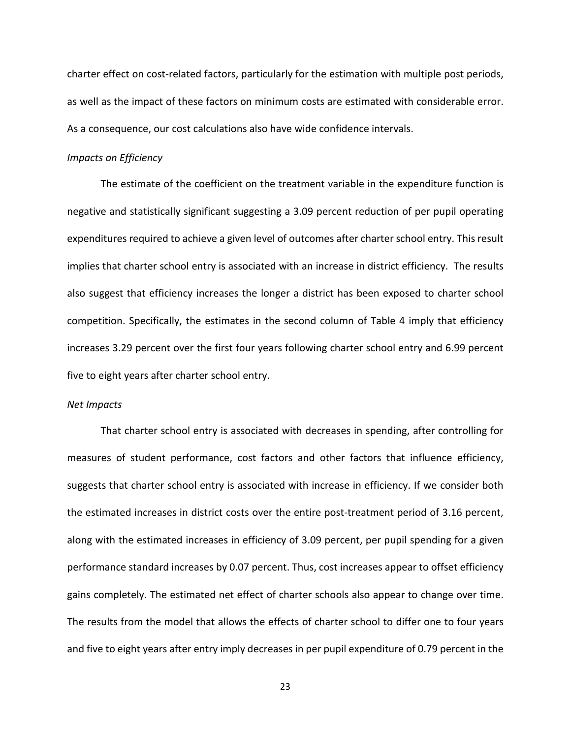charter effect on cost-related factors, particularly for the estimation with multiple post periods, as well as the impact of these factors on minimum costs are estimated with considerable error. As a consequence, our cost calculations also have wide confidence intervals.

*Impacts on Efficiency*

The estimate of the coefficient on the treatment variable in the expenditure function is negative and statistically significant suggesting a 3.09 percent reduction of per pupil operating expenditures required to achieve a given level of outcomes after charter school entry. This result implies that charter school entry is associated with an increase in district efficiency. The results also suggest that efficiency increases the longer a district has been exposed to charter school competition. Specifically, the estimates in the second column of Table 4 imply that efficiency increases 3.29 percent over the first four years following charter school entry and 6.99 percent five to eight years after charter school entry.

*Net Impacts*

That charter school entry is associated with decreases in spending, after controlling for measures of student performance, cost factors and other factors that influence efficiency, suggests that charter school entry is associated with increase in efficiency. If we consider both the estimated increases in district costs over the entire post-treatment period of 3.16 percent, along with the estimated increases in efficiency of 3.09 percent, per pupil spending for a given performance standard increases by 0.07 percent. Thus, cost increases appear to offset efficiency gains completely. The estimated net effect of charter schools also appear to change over time. The results from the model that allows the effects of charter school to differ one to four years and five to eight years after entry imply decreases in per pupil expenditure of 0.79 percent in the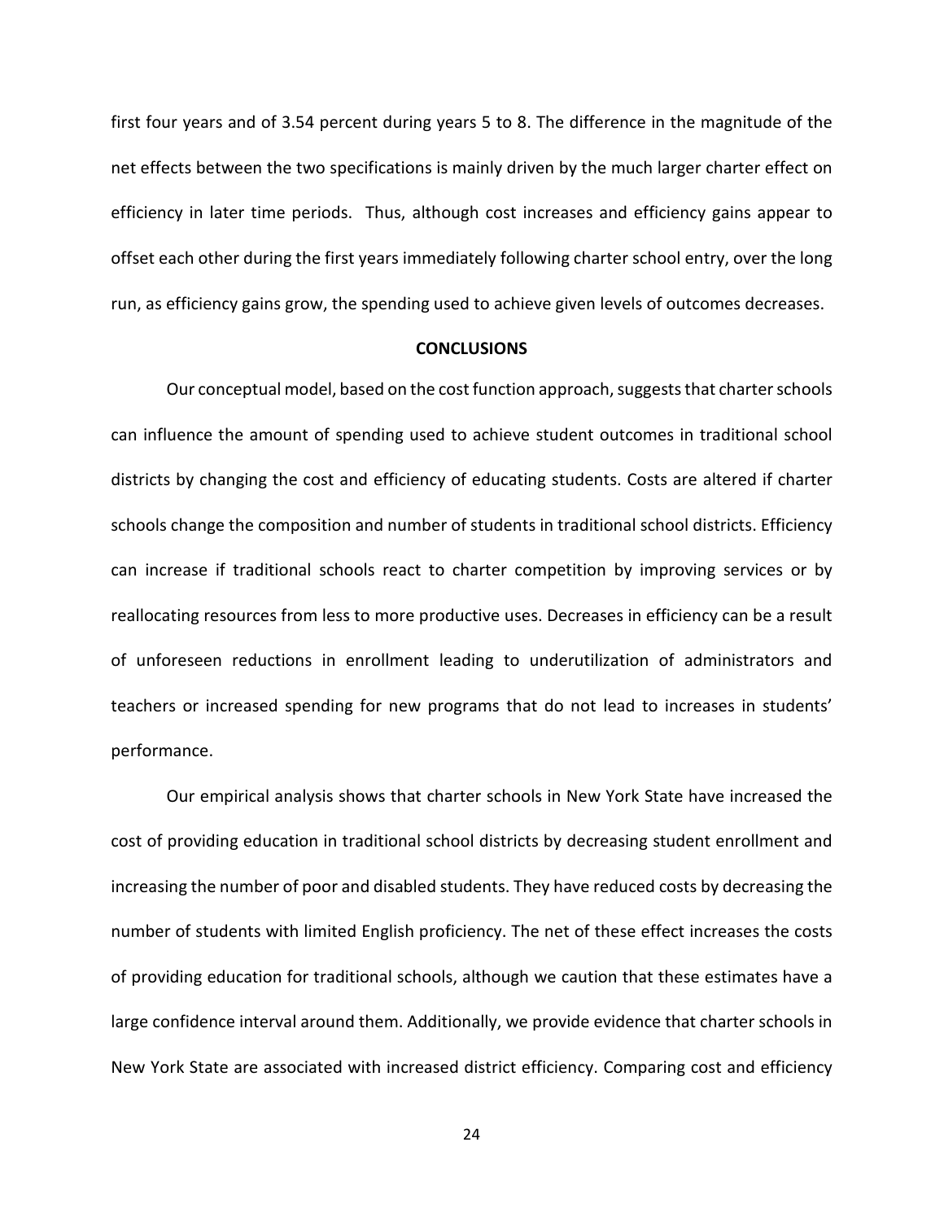first four years and of 3.54 percent during years 5 to 8. The difference in the magnitude of the net effects between the two specifications is mainly driven by the much larger charter effect on efficiency in later time periods. Thus, although cost increases and efficiency gains appear to offset each other during the first years immediately following charter school entry, over the long run, as efficiency gains grow, the spending used to achieve given levels of outcomes decreases.

## CONCLUSIONS

Our conceptual model, based on the cost function approach, suggests that charter schools can influence the amount of spending used to achieve student outcomes in traditional school districts by changing the cost and efficiency of educating students. Costs are altered if charter schools change the composition and number of students in traditional school districts. Efficiency can increase if traditional schools react to charter competition by improving services or by reallocating resources from less to more productive uses. Decreases in efficiency can be a result of unforeseen reductions in enrollment leading to underutilization of administrators and teachers or increased spending for new programs that do not lead to increases in students' performance.

Our empirical analysis shows that charter schools in New York State have increased the cost of providing education in traditional school districts by decreasing student enrollment and increasing the number of poor and disabled students. They have reduced costs by decreasing the number of students with limited English proficiency. The net of these effect increases the costs of providing education for traditional schools, although we caution that these estimates have a large confidence interval around them. Additionally, we provide evidence that charter schools in New York State are associated with increased district efficiency. Comparing cost and efficiency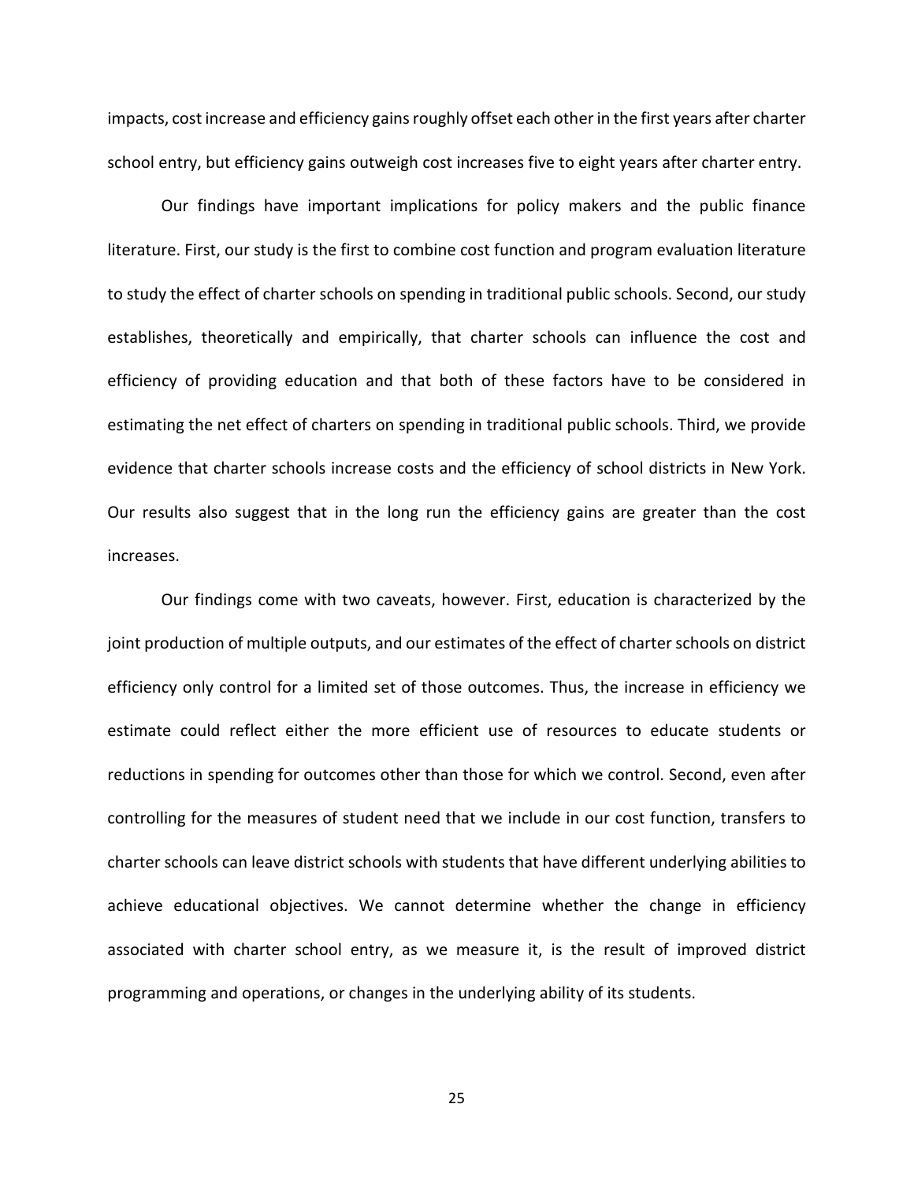impacts, cost increase and efficiency gains roughly offset each other in the first years after charter school entry, but efficiency gains outweigh cost increases five to eight years after charter entry.

Our findings have important implications for policy makers and the public finance literature. First, our study is the first to combine cost function and program evaluation literature to study the effect of charter schools on spending in traditional public schools. Second, our study establishes, theoretically and empirically, that charter schools can influence the cost and efficiency of providing education and that both of these factors have to be considered in estimating the net effect of charters on spending in traditional public schools. Third, we provide evidence that charter schools increase costs and the efficiency of school districts in New York. Our results also suggest that in the long run the efficiency gains are greater than the cost increases.

Our findings come with two caveats, however. First, education is characterized by the joint production of multiple outputs, and our estimates of the effect of charter schools on district efficiency only control for a limited set of those outcomes. Thus, the increase in efficiency we estimate could reflect either the more efficient use of resources to educate students or reductions in spending for outcomes other than those for which we control. Second, even after controlling for the measures of student need that we include in our cost function, transfers to charter schools can leave district schools with students that have different underlying abilities to achieve educational objectives. We cannot determine whether the change in efficiency associated with charter school entry, as we measure it, is the result of improved district programming and operations, or changes in the underlying ability of its students.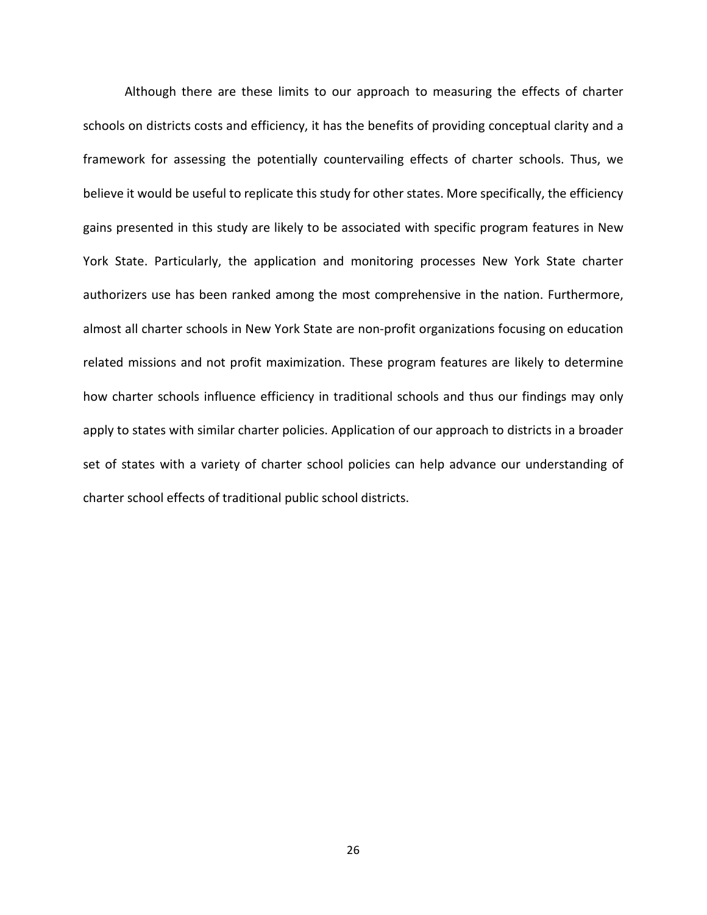Although there are these limits to our approach to measuring the effects of charter schools on districts costs and efficiency, it has the benefits of providing conceptual clarity and a framework for assessing the potentially countervailing effects of charter schools. Thus, we believe it would be useful to replicate this study for other states. More specifically, the efficiency gains presented in this study are likely to be associated with specific program features in New York State. Particularly, the application and monitoring processes New York State charter authorizers use has been ranked among the most comprehensive in the nation. Furthermore, almost all charter schools in New York State are non-profit organizations focusing on education related missions and not profit maximization. These program features are likely to determine how charter schools influence efficiency in traditional schools and thus our findings may only apply to states with similar charter policies. Application of our approach to districts in a broader set of states with a variety of charter school policies can help advance our understanding of charter school effects of traditional public school districts.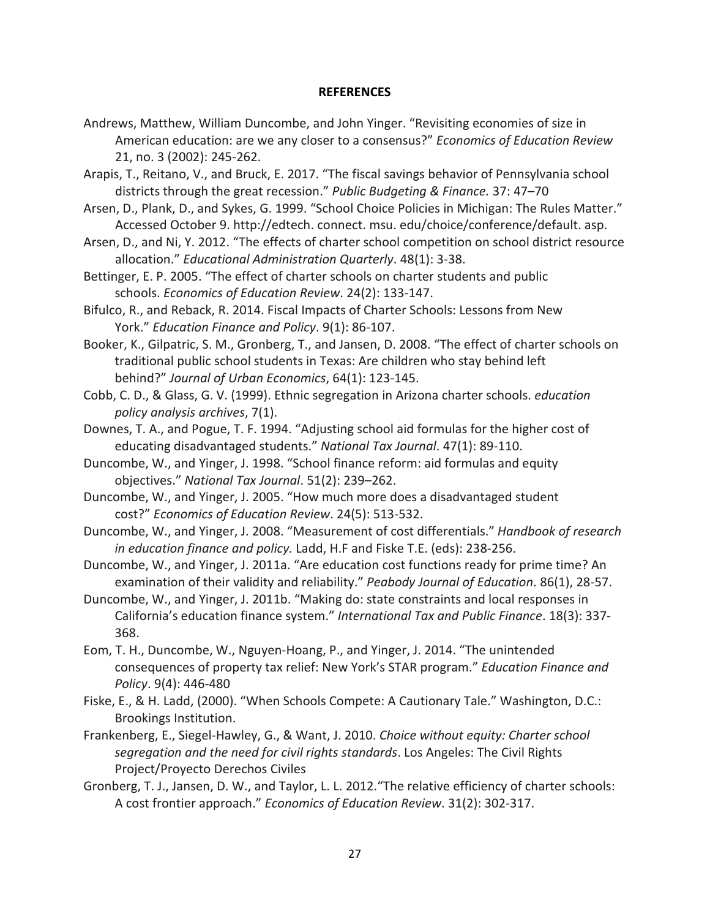## REFERENCES

Andrews, Matthew, William Duncombe, and John Yinger. "Revisiting economies of size in American education: are we any closer to a consensus?" *Economics of Education Review* 21, no. 3 (2002): 245-262.

Arapis, T., Reitano, V., and Bruck, E. 2017. "The fiscal savings behavior of Pennsylvania school districts through the great recession." *Public Budgeting & Finance.* 37: 47–70

Arsen, D., Plank, D., and Sykes, G. 1999. "School Choice Policies in Michigan: The Rules Matter." Accessed October 9. http://edtech. connect. msu. edu/choice/conference/default. asp.

Arsen, D., and Ni, Y. 2012. "The effects of charter school competition on school district resource allocation." *Educational Administration Quarterly*. 48(1): 3-38.

Bettinger, E. P. 2005. "The effect of charter schools on charter students and public schools. *Economics of Education Review*. 24(2): 133-147.

Bifulco, R., and Reback, R. 2014. Fiscal Impacts of Charter Schools: Lessons from New York." *Education Finance and Policy*. 9(1): 86-107.

Booker, K., Gilpatric, S. M., Gronberg, T., and Jansen, D. 2008. "The effect of charter schools on traditional public school students in Texas: Are children who stay behind left behind?" *Journal of Urban Economics*, 64(1): 123-145.

Cobb, C. D., & Glass, G. V. (1999). Ethnic segregation in Arizona charter schools. *education policy analysis archives*, 7(1).

Downes, T. A., and Pogue, T. F. 1994. "Adjusting school aid formulas for the higher cost of educating disadvantaged students." *National Tax Journal*. 47(1): 89-110.

Duncombe, W., and Yinger, J. 1998. "School finance reform: aid formulas and equity objectives." *National Tax Journal*. 51(2): 239–262.

Duncombe, W., and Yinger, J. 2005. "How much more does a disadvantaged student cost?" *Economics of Education Review*. 24(5): 513-532.

Duncombe, W., and Yinger, J. 2008. "Measurement of cost differentials." *Handbook of research in education finance and policy.* Ladd, H.F and Fiske T.E. (eds): 238-256.

Duncombe, W., and Yinger, J. 2011a. "Are education cost functions ready for prime time? An examination of their validity and reliability." *Peabody Journal of Education*. 86(1), 28-57.

Duncombe, W., and Yinger, J. 2011b. "Making do: state constraints and local responses in California's education finance system." *International Tax and Public Finance*. 18(3): 337-368.

Eom, T. H., Duncombe, W., Nguyen-Hoang, P., and Yinger, J. 2014. "The unintended consequences of property tax relief: New York's STAR program." *Education Finance and Policy*. 9(4): 446-480

Fiske, E., & H. Ladd, (2000). "When Schools Compete: A Cautionary Tale." Washington, D.C.: Brookings Institution.

Frankenberg, E., Siegel-Hawley, G., & Want, J. 2010. *Choice without equity: Charter school segregation and the need for civil rights standards*. Los Angeles: The Civil Rights Project/Proyecto Derechos Civiles

Gronberg, T. J., Jansen, D. W., and Taylor, L. L. 2012."The relative efficiency of charter schools: A cost frontier approach." *Economics of Education Review*. 31(2): 302-317.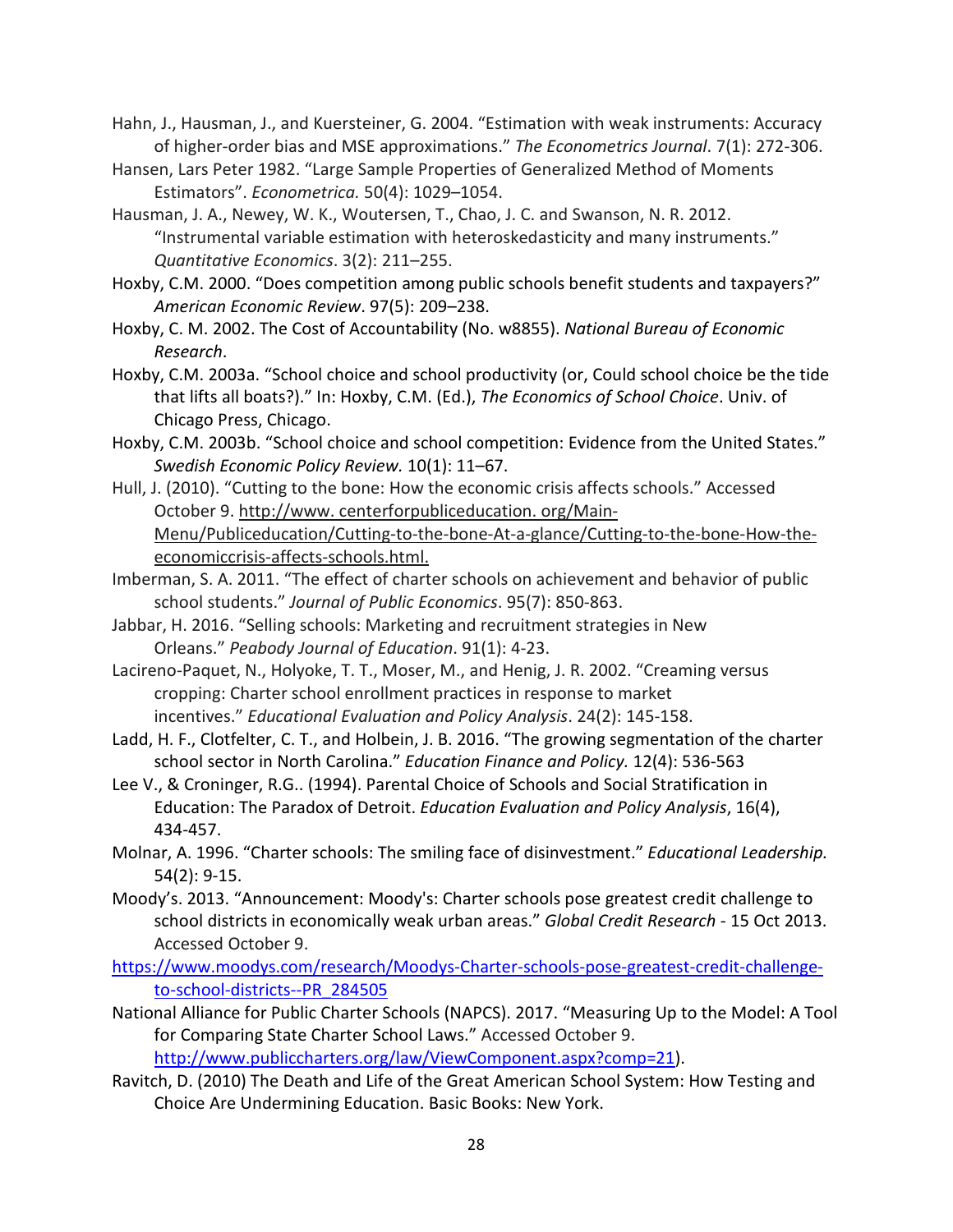Hahn, J., Hausman, J., and Kuersteiner, G. 2004. "Estimation with weak instruments: Accuracy of higher-order bias and MSE approximations." *The Econometrics Journal*. 7(1): 272-306.

Hansen, Lars Peter 1982. "Large Sample Properties of Generalized Method of Moments Estimators". *Econometrica.* 50(4): 1029–1054.

Hausman, J. A., Newey, W. K., Woutersen, T., Chao, J. C. and Swanson, N. R. 2012. "Instrumental variable estimation with heteroskedasticity and many instruments." *Quantitative Economics*. 3(2): 211–255.

Hoxby, C.M. 2000. "Does competition among public schools benefit students and taxpayers?" *American Economic Review*. 97(5): 209–238.

Hoxby, C. M. 2002. The Cost of Accountability (No. w8855). *National Bureau of Economic Research*.

Hoxby, C.M. 2003a. "School choice and school productivity (or, Could school choice be the tide that lifts all boats?)." In: Hoxby, C.M. (Ed.), *The Economics of School Choice*. Univ. of Chicago Press, Chicago.

Hoxby, C.M. 2003b. "School choice and school competition: Evidence from the United States." *Swedish Economic Policy Review.* 10(1): 11–67.

Hull, J. (2010). "Cutting to the bone: How the economic crisis affects schools." Accessed October 9. http://www. centerforpubliceducation. org/Main-Menu/Publiceducation/Cutting-to-the-bone-At-a-glance/Cutting-to-the-bone-How-the-economiccrisis-affects-schools.html.

Imberman, S. A. 2011. "The effect of charter schools on achievement and behavior of public school students." *Journal of Public Economics*. 95(7): 850-863.

Jabbar, H. 2016. "Selling schools: Marketing and recruitment strategies in New Orleans." *Peabody Journal of Education*. 91(1): 4-23.

Lacireno-Paquet, N., Holyoke, T. T., Moser, M., and Henig, J. R. 2002. "Creaming versus cropping: Charter school enrollment practices in response to market incentives." *Educational Evaluation and Policy Analysis*. 24(2): 145-158.

Ladd, H. F., Clotfelter, C. T., and Holbein, J. B. 2016. "The growing segmentation of the charter school sector in North Carolina." *Education Finance and Policy.* 12(4): 536-563

Lee V., & Croninger, R.G.. (1994). Parental Choice of Schools and Social Stratification in Education: The Paradox of Detroit. *Education Evaluation and Policy Analysis*, 16(4), 434-457.

Molnar, A. 1996. "Charter schools: The smiling face of disinvestment." *Educational Leadership.* 54(2): 9-15.

Moody's. 2013. "Announcement: Moody's: Charter schools pose greatest credit challenge to school districts in economically weak urban areas." *Global Credit Research* - 15 Oct 2013. Accessed October 9.
https://www.moodys.com/research/Moodys-Charter-schools-pose-greatest-credit-challenge-to-school-districts--PR_284505

National Alliance for Public Charter Schools (NAPCS). 2017. "Measuring Up to the Model: A Tool for Comparing State Charter School Laws." Accessed October 9. http://www.publiccharters.org/law/ViewComponent.aspx?comp=21).

Ravitch, D. (2010) The Death and Life of the Great American School System: How Testing and Choice Are Undermining Education. Basic Books: New York.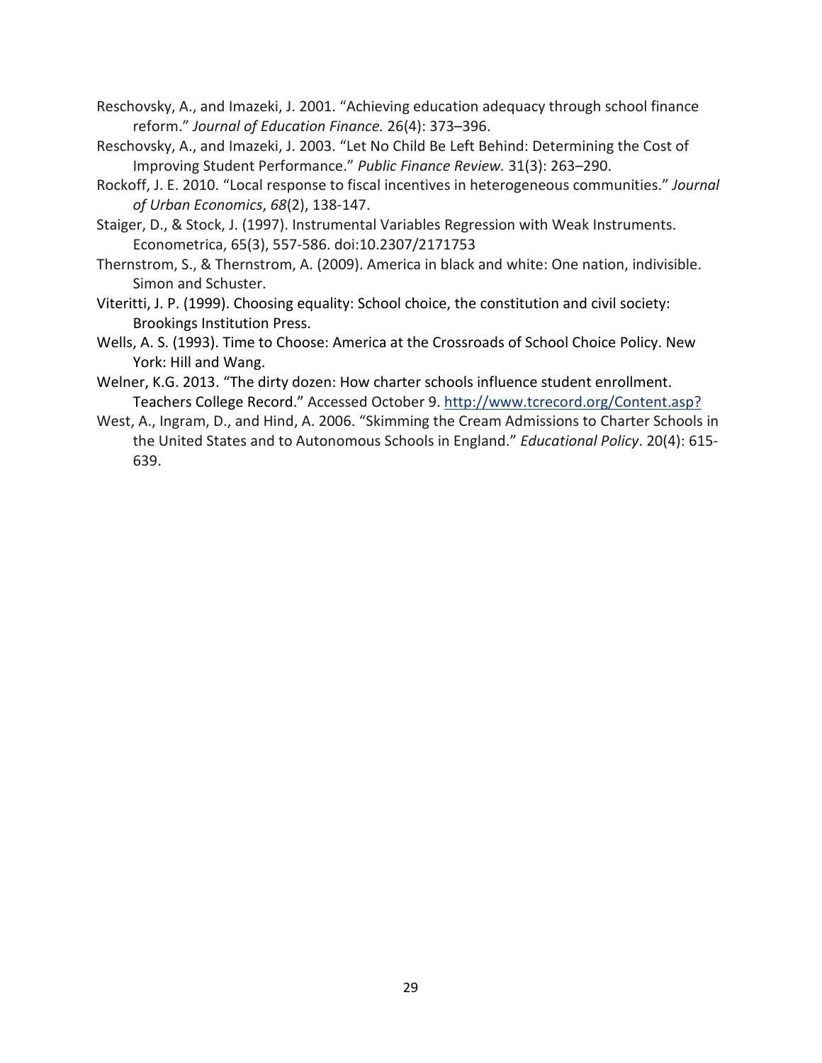Reschovsky, A., and Imazeki, J. 2001. "Achieving education adequacy through school finance reform." *Journal of Education Finance.* 26(4): 373–396.

Reschovsky, A., and Imazeki, J. 2003. "Let No Child Be Left Behind: Determining the Cost of Improving Student Performance." *Public Finance Review.* 31(3): 263–290.

Rockoff, J. E. 2010. "Local response to fiscal incentives in heterogeneous communities." *Journal of Urban Economics*, *68*(2), 138-147.

Staiger, D., & Stock, J. (1997). Instrumental Variables Regression with Weak Instruments. Econometrica, 65(3), 557-586. doi:10.2307/2171753

Thernstrom, S., & Thernstrom, A. (2009). America in black and white: One nation, indivisible. Simon and Schuster.

Viteritti, J. P. (1999). Choosing equality: School choice, the constitution and civil society: Brookings Institution Press.

Wells, A. S. (1993). Time to Choose: America at the Crossroads of School Choice Policy. New York: Hill and Wang.

Welner, K.G. 2013. "The dirty dozen: How charter schools influence student enrollment. Teachers College Record." Accessed October 9. http://www.tcrecord.org/Content.asp?

West, A., Ingram, D., and Hind, A. 2006. "Skimming the Cream Admissions to Charter Schools in the United States and to Autonomous Schools in England." *Educational Policy*. 20(4): 615-639.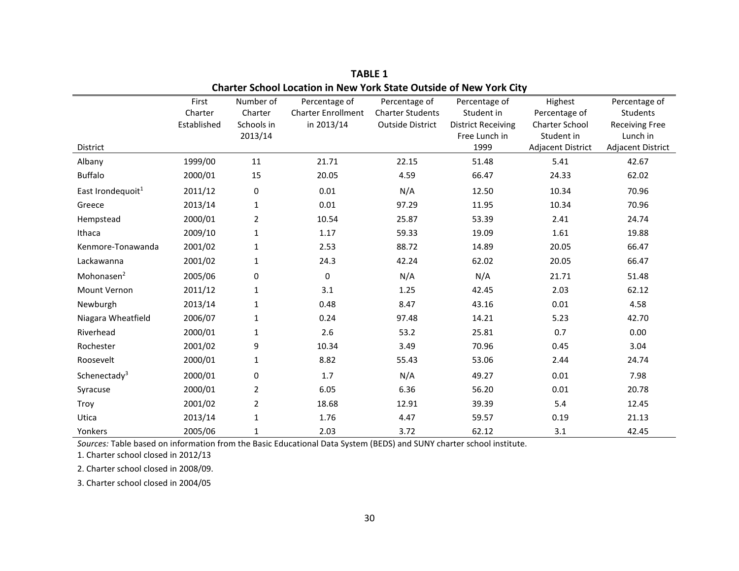**TABLE 1**

**Charter School Location in New York State Outside of New York City**

| District | First Charter Established | Number of Charter Schools in 2013/14 | Percentage of Charter Enrollment in 2013/14 | Percentage of Charter Students Outside District | Percentage of Student in District Receiving Free Lunch in 1999 | Highest Percentage of Charter School Student in Adjacent District | Percentage of Students Receiving Free Lunch in Adjacent District |
|---|---|---|---|---|---|---|---|
| Albany | 1999/00 | 11 | 21.71 | 22.15 | 51.48 | 5.41 | 42.67 |
| Buffalo | 2000/01 | 15 | 20.05 | 4.59 | 66.47 | 24.33 | 62.02 |
| East Irondequoit[1] | 2011/12 | 0 | 0.01 | N/A | 12.50 | 10.34 | 70.96 |
| Greece | 2013/14 | 1 | 0.01 | 97.29 | 11.95 | 10.34 | 70.96 |
| Hempstead | 2000/01 | 2 | 10.54 | 25.87 | 53.39 | 2.41 | 24.74 |
| Ithaca | 2009/10 | 1 | 1.17 | 59.33 | 19.09 | 1.61 | 19.88 |
| Kenmore-Tonawanda | 2001/02 | 1 | 2.53 | 88.72 | 14.89 | 20.05 | 66.47 |
| Lackawanna | 2001/02 | 1 | 24.3 | 42.24 | 62.02 | 20.05 | 66.47 |
| Mohonasen[2] | 2005/06 | 0 | 0 | N/A | N/A | 21.71 | 51.48 |
| Mount Vernon | 2011/12 | 1 | 3.1 | 1.25 | 42.45 | 2.03 | 62.12 |
| Newburgh | 2013/14 | 1 | 0.48 | 8.47 | 43.16 | 0.01 | 4.58 |
| Niagara Wheatfield | 2006/07 | 1 | 0.24 | 97.48 | 14.21 | 5.23 | 42.70 |
| Riverhead | 2000/01 | 1 | 2.6 | 53.2 | 25.81 | 0.7 | 0.00 |
| Rochester | 2001/02 | 9 | 10.34 | 3.49 | 70.96 | 0.45 | 3.04 |
| Roosevelt | 2000/01 | 1 | 8.82 | 55.43 | 53.06 | 2.44 | 24.74 |
| Schenectady[3] | 2000/01 | 0 | 1.7 | N/A | 49.27 | 0.01 | 7.98 |
| Syracuse | 2000/01 | 2 | 6.05 | 6.36 | 56.20 | 0.01 | 20.78 |
| Troy | 2001/02 | 2 | 18.68 | 12.91 | 39.39 | 5.4 | 12.45 |
| Utica | 2013/14 | 1 | 1.76 | 4.47 | 59.57 | 0.19 | 21.13 |
| Yonkers | 2005/06 | 1 | 2.03 | 3.72 | 62.12 | 3.1 | 42.45 |

*Sources:* Table based on information from the Basic Educational Data System (BEDS) and SUNY charter school institute.

1. Charter school closed in 2012/13

2. Charter school closed in 2008/09.

3. Charter school closed in 2004/05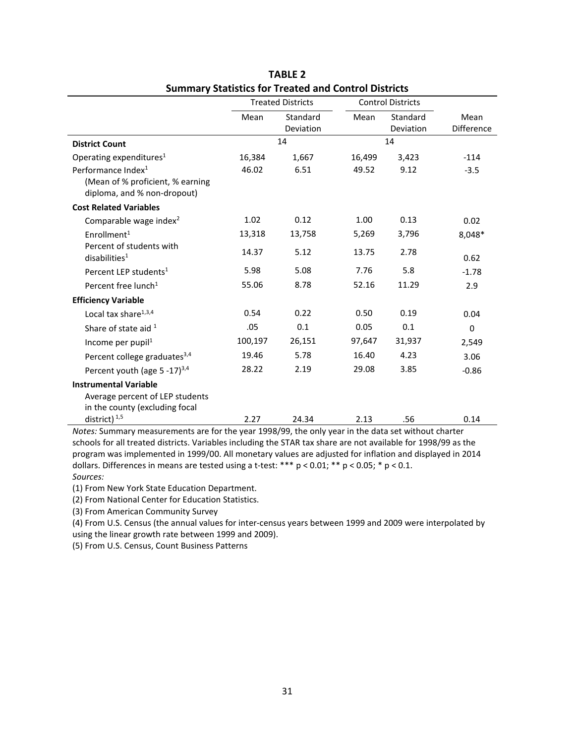**TABLE 2**
**Summary Statistics for Treated and Control Districts**

| | Treated Districts | | Control Districts | | |
|---|---|---|---|---|---|
| | Mean | Standard Deviation | Mean | Standard Deviation | Mean Difference |
| **District Count** | 14 | | 14 | | |
| Operating expenditures[1] | 16,384 | 1,667 | 16,499 | 3,423 | -114 |
| Performance Index[1] (Mean of % proficient, % earning diploma, and % non-dropout) | 46.02 | 6.51 | 49.52 | 9.12 | -3.5 |
| **Cost Related Variables** | | | | | |
| Comparable wage index[2] | 1.02 | 0.12 | 1.00 | 0.13 | 0.02 |
| Enrollment[1] | 13,318 | 13,758 | 5,269 | 3,796 | 8,048* |
| Percent of students with disabilities[1] | 14.37 | 5.12 | 13.75 | 2.78 | 0.62 |
| Percent LEP students[1] | 5.98 | 5.08 | 7.76 | 5.8 | -1.78 |
| Percent free lunch[1] | 55.06 | 8.78 | 52.16 | 11.29 | 2.9 |
| **Efficiency Variable** | | | | | |
| Local tax share[1,3,4] | 0.54 | 0.22 | 0.50 | 0.19 | 0.04 |
| Share of state aid [1] | .05 | 0.1 | 0.05 | 0.1 | 0 |
| Income per pupil[1] | 100,197 | 26,151 | 97,647 | 31,937 | 2,549 |
| Percent college graduates[3,4] | 19.46 | 5.78 | 16.40 | 4.23 | 3.06 |
| Percent youth (age 5 -17)[3,4] | 28.22 | 2.19 | 29.08 | 3.85 | -0.86 |
| **Instrumental Variable** | | | | | |
| Average percent of LEP students in the county (excluding focal district) [1,5] | 2.27 | 24.34 | 2.13 | .56 | 0.14 |

*Notes:* Summary measurements are for the year 1998/99, the only year in the data set without charter schools for all treated districts. Variables including the STAR tax share are not available for 1998/99 as the program was implemented in 1999/00. All monetary values are adjusted for inflation and displayed in 2014 dollars. Differences in means are tested using a t-test: *** $p < 0.01$; ** $p < 0.05$; * $p < 0.1$.

*Sources:*

(1) From New York State Education Department.

(2) From National Center for Education Statistics.

(3) From American Community Survey

(4) From U.S. Census (the annual values for inter-census years between 1999 and 2009 were interpolated by using the linear growth rate between 1999 and 2009).

(5) From U.S. Census, Count Business Patterns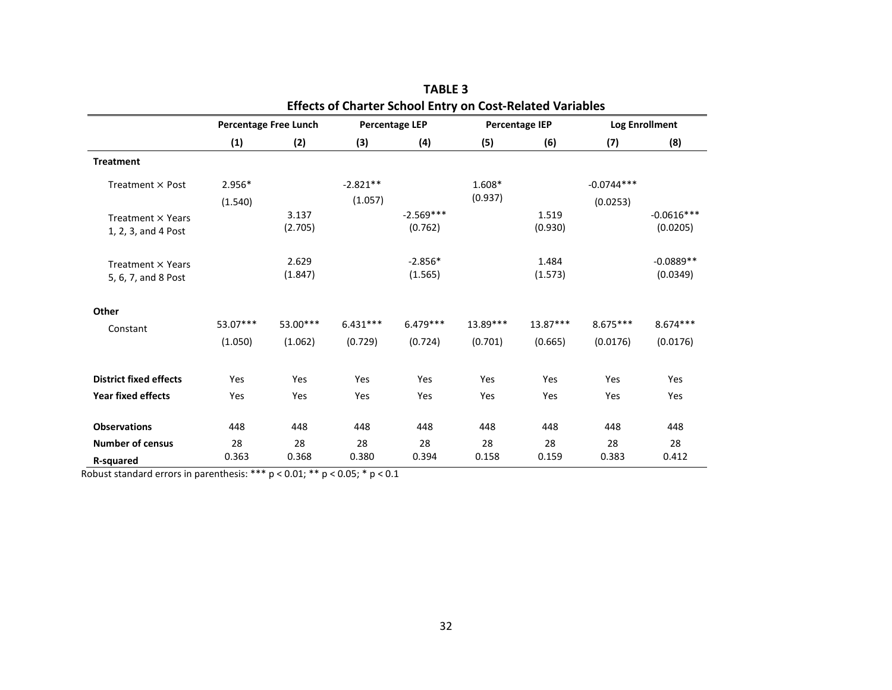**TABLE 3**

**Effects of Charter School Entry on Cost-Related Variables**

| | Percentage Free Lunch | | Percentage LEP | | Percentage IEP | | Log Enrollment | |
|---|---|---|---|---|---|---|---|---|
| | (1) | (2) | (3) | (4) | (5) | (6) | (7) | (8) |
| **Treatment** | | | | | | | | |
| Treatment × Post | 2.956* | | -2.821** | | 1.608* | | -0.0744*** | |
| | (1.540) | | (1.057) | | (0.937) | | (0.0253) | |
| Treatment × Years 1, 2, 3, and 4 Post | | 3.137 | | -2.569*** | | 1.519 | | -0.0616*** |
| | | (2.705) | | (0.762) | | (0.930) | | (0.0205) |
| Treatment × Years 5, 6, 7, and 8 Post | | 2.629 | | -2.856* | | 1.484 | | -0.0889** |
| | | (1.847) | | (1.565) | | (1.573) | | (0.0349) |
| **Other** | | | | | | | | |
| Constant | 53.07*** | 53.00*** | 6.431*** | 6.479*** | 13.89*** | 13.87*** | 8.675*** | 8.674*** |
| | (1.050) | (1.062) | (0.729) | (0.724) | (0.701) | (0.665) | (0.0176) | (0.0176) |
| **District fixed effects** | Yes | Yes | Yes | Yes | Yes | Yes | Yes | Yes |
| **Year fixed effects** | Yes | Yes | Yes | Yes | Yes | Yes | Yes | Yes |
| **Observations** | 448 | 448 | 448 | 448 | 448 | 448 | 448 | 448 |
| **Number of census** | 28 | 28 | 28 | 28 | 28 | 28 | 28 | 28 |
| **R-squared** | 0.363 | 0.368 | 0.380 | 0.394 | 0.158 | 0.159 | 0.383 | 0.412 |

Robust standard errors in parenthesis: *** $p < 0.01$; ** $p < 0.05$; * $p < 0.1$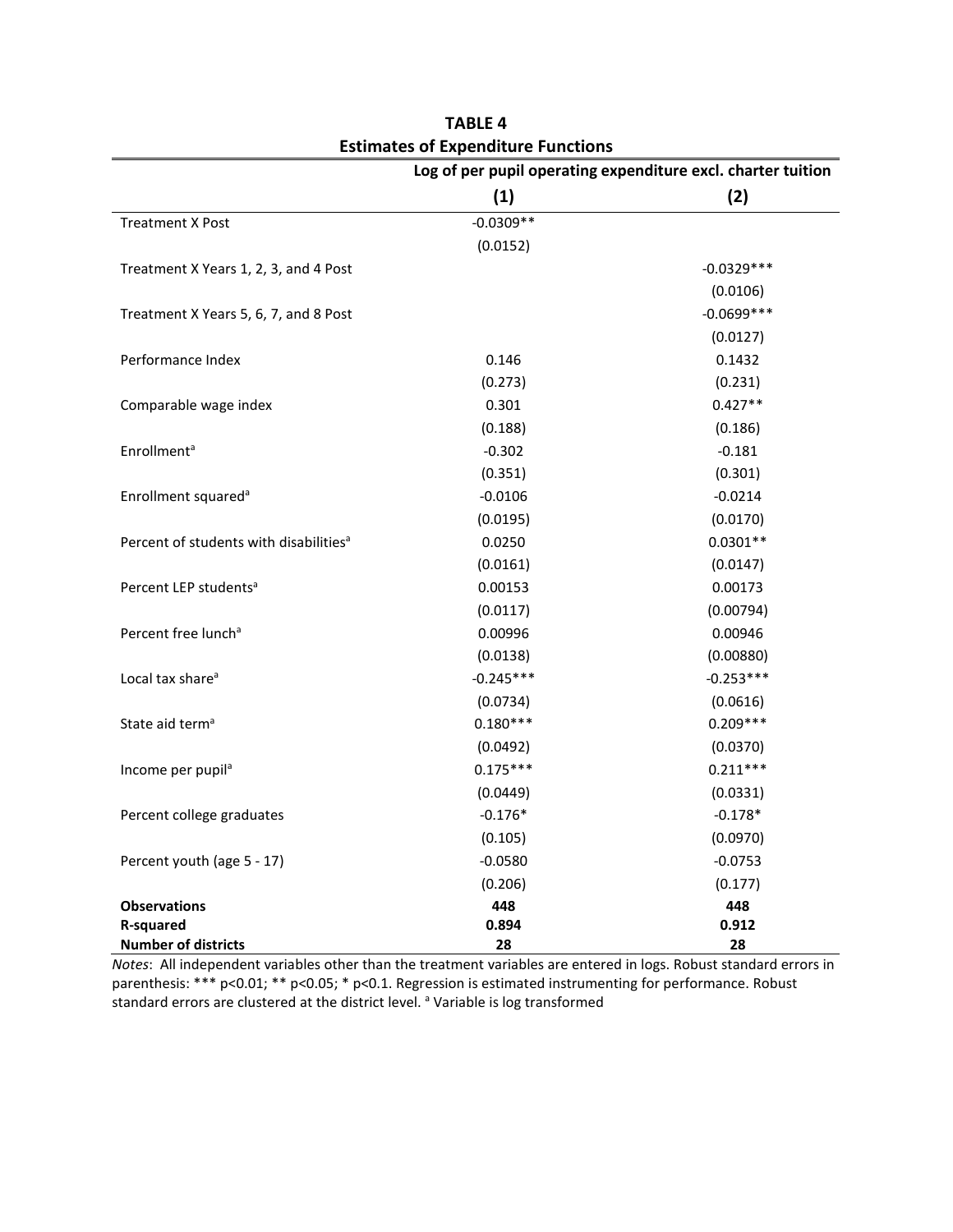**TABLE 4**
**Estimates of Expenditure Functions**

| | Log of per pupil operating expenditure excl. charter tuition | |
|---|---|---|
| | **(1)** | **(2)** |
| Treatment X Post | -0.0309** | |
| | (0.0152) | |
| Treatment X Years 1, 2, 3, and 4 Post | | -0.0329*** |
| | | (0.0106) |
| Treatment X Years 5, 6, 7, and 8 Post | | -0.0699*** |
| | | (0.0127) |
| Performance Index | 0.146 | 0.1432 |
| | (0.273) | (0.231) |
| Comparable wage index | 0.301 | 0.427** |
| | (0.188) | (0.186) |
| Enrollment[a] | -0.302 | -0.181 |
| | (0.351) | (0.301) |
| Enrollment squared[a] | -0.0106 | -0.0214 |
| | (0.0195) | (0.0170) |
| Percent of students with disabilities[a] | 0.0250 | 0.0301** |
| | (0.0161) | (0.0147) |
| Percent LEP students[a] | 0.00153 | 0.00173 |
| | (0.0117) | (0.00794) |
| Percent free lunch[a] | 0.00996 | 0.00946 |
| | (0.0138) | (0.00880) |
| Local tax share[a] | -0.245*** | -0.253*** |
| | (0.0734) | (0.0616) |
| State aid term[a] | 0.180*** | 0.209*** |
| | (0.0492) | (0.0370) |
| Income per pupil[a] | 0.175*** | 0.211*** |
| | (0.0449) | (0.0331) |
| Percent college graduates | -0.176* | -0.178* |
| | (0.105) | (0.0970) |
| Percent youth (age 5 - 17) | -0.0580 | -0.0753 |
| | (0.206) | (0.177) |
| **Observations** | **448** | **448** |
| **R-squared** | **0.894** | **0.912** |
| **Number of districts** | **28** | **28** |

*Notes*: All independent variables other than the treatment variables are entered in logs. Robust standard errors in parenthesis: *** p<0.01; ** p<0.05; * p<0.1. Regression is estimated instrumenting for performance. Robust standard errors are clustered at the district level. [a] Variable is log transformed